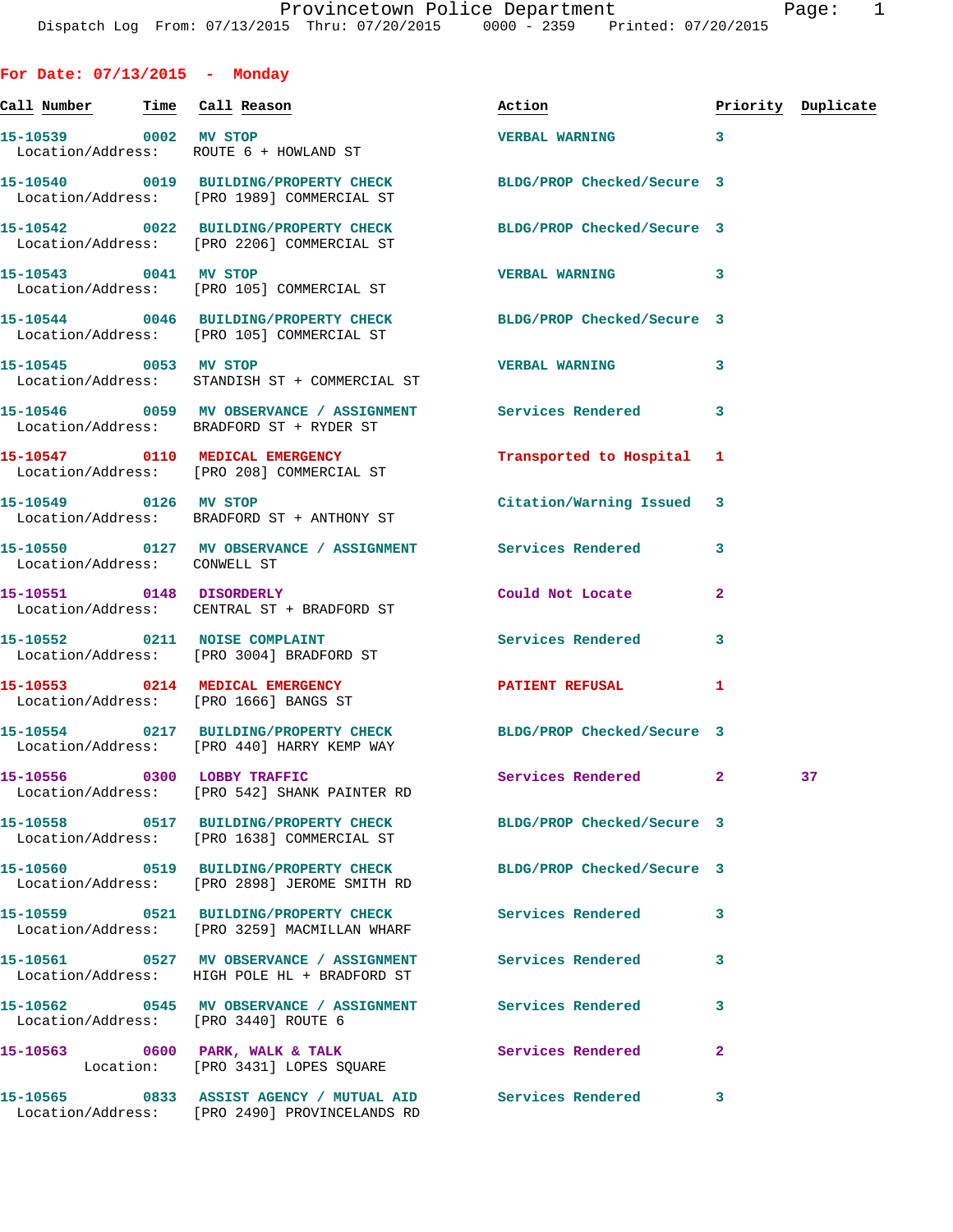Provincetown Police Department
Dispatch Log From: 07/13/2015 Thru: 07/20/2015 0000 - 2359 Printed: 07/20/2015

## For Date: 07/13/2015 - Monday

| Call Number | Time | Call Reason | Action | Priority | Duplicate |
|---|---|---|---|---|---|
| 15-10539 | 0002 | MV STOP<br>Location/Address: ROUTE 6 + HOWLAND ST | VERBAL WARNING | 3 | |
| 15-10540 | 0019 | BUILDING/PROPERTY CHECK<br>Location/Address: [PRO 1989] COMMERCIAL ST | BLDG/PROP Checked/Secure | 3 | |
| 15-10542 | 0022 | BUILDING/PROPERTY CHECK<br>Location/Address: [PRO 2206] COMMERCIAL ST | BLDG/PROP Checked/Secure | 3 | |
| 15-10543 | 0041 | MV STOP<br>Location/Address: [PRO 105] COMMERCIAL ST | VERBAL WARNING | 3 | |
| 15-10544 | 0046 | BUILDING/PROPERTY CHECK<br>Location/Address: [PRO 105] COMMERCIAL ST | BLDG/PROP Checked/Secure | 3 | |
| 15-10545 | 0053 | MV STOP<br>Location/Address: STANDISH ST + COMMERCIAL ST | VERBAL WARNING | 3 | |
| 15-10546 | 0059 | MV OBSERVANCE / ASSIGNMENT<br>Location/Address: BRADFORD ST + RYDER ST | Services Rendered | 3 | |
| 15-10547 | 0110 | MEDICAL EMERGENCY<br>Location/Address: [PRO 208] COMMERCIAL ST | Transported to Hospital | 1 | |
| 15-10549 | 0126 | MV STOP<br>Location/Address: BRADFORD ST + ANTHONY ST | Citation/Warning Issued | 3 | |
| 15-10550 | 0127 | MV OBSERVANCE / ASSIGNMENT<br>Location/Address: CONWELL ST | Services Rendered | 3 | |
| 15-10551 | 0148 | DISORDERLY<br>Location/Address: CENTRAL ST + BRADFORD ST | Could Not Locate | 2 | |
| 15-10552 | 0211 | NOISE COMPLAINT<br>Location/Address: [PRO 3004] BRADFORD ST | Services Rendered | 3 | |
| 15-10553 | 0214 | MEDICAL EMERGENCY<br>Location/Address: [PRO 1666] BANGS ST | PATIENT REFUSAL | 1 | |
| 15-10554 | 0217 | BUILDING/PROPERTY CHECK<br>Location/Address: [PRO 440] HARRY KEMP WAY | BLDG/PROP Checked/Secure | 3 | |
| 15-10556 | 0300 | LOBBY TRAFFIC<br>Location/Address: [PRO 542] SHANK PAINTER RD | Services Rendered | 2 | 37 |
| 15-10558 | 0517 | BUILDING/PROPERTY CHECK<br>Location/Address: [PRO 1638] COMMERCIAL ST | BLDG/PROP Checked/Secure | 3 | |
| 15-10560 | 0519 | BUILDING/PROPERTY CHECK<br>Location/Address: [PRO 2898] JEROME SMITH RD | BLDG/PROP Checked/Secure | 3 | |
| 15-10559 | 0521 | BUILDING/PROPERTY CHECK<br>Location/Address: [PRO 3259] MACMILLAN WHARF | Services Rendered | 3 | |
| 15-10561 | 0527 | MV OBSERVANCE / ASSIGNMENT<br>Location/Address: HIGH POLE HL + BRADFORD ST | Services Rendered | 3 | |
| 15-10562 | 0545 | MV OBSERVANCE / ASSIGNMENT<br>Location/Address: [PRO 3440] ROUTE 6 | Services Rendered | 3 | |
| 15-10563 | 0600 | PARK, WALK & TALK<br>Location: [PRO 3431] LOPES SQUARE | Services Rendered | 2 | |
| 15-10565 | 0833 | ASSIST AGENCY / MUTUAL AID<br>Location/Address: [PRO 2490] PROVINCELANDS RD | Services Rendered | 3 | |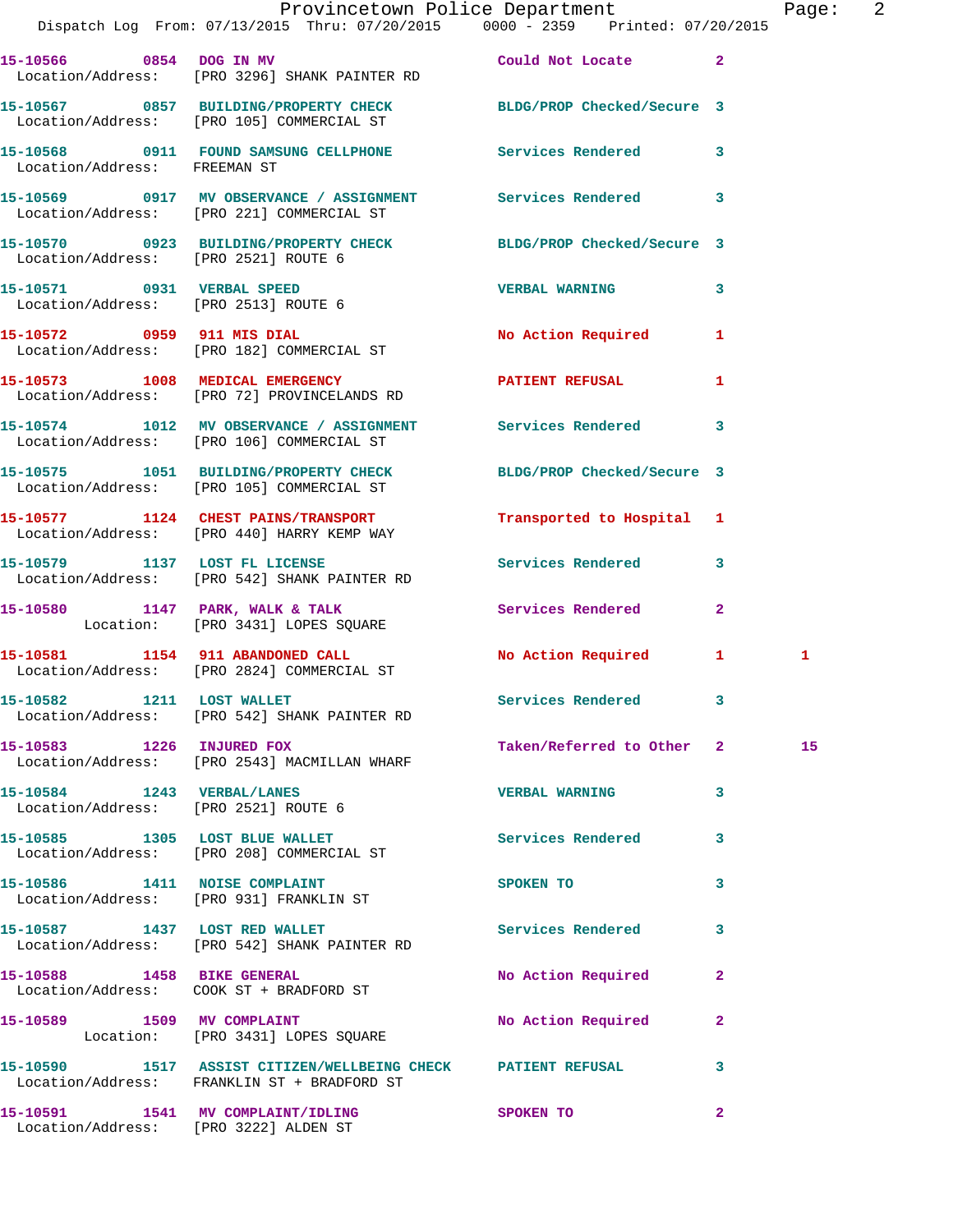15-10566 0854 DOG IN MV Could Not Locate 2
Location/Address: [PRO 3296] SHANK PAINTER RD

15-10567 0857 BUILDING/PROPERTY CHECK BLDG/PROP Checked/Secure 3
Location/Address: [PRO 105] COMMERCIAL ST

15-10568 0911 FOUND SAMSUNG CELLPHONE Services Rendered 3
Location/Address: FREEMAN ST

15-10569 0917 MV OBSERVANCE / ASSIGNMENT Services Rendered 3
Location/Address: [PRO 221] COMMERCIAL ST

15-10570 0923 BUILDING/PROPERTY CHECK BLDG/PROP Checked/Secure 3
Location/Address: [PRO 2521] ROUTE 6

15-10571 0931 VERBAL SPEED VERBAL WARNING 3
Location/Address: [PRO 2513] ROUTE 6

15-10572 0959 911 MIS DIAL No Action Required 1
Location/Address: [PRO 182] COMMERCIAL ST

15-10573 1008 MEDICAL EMERGENCY PATIENT REFUSAL 1
Location/Address: [PRO 72] PROVINCELANDS RD

15-10574 1012 MV OBSERVANCE / ASSIGNMENT Services Rendered 3
Location/Address: [PRO 106] COMMERCIAL ST

15-10575 1051 BUILDING/PROPERTY CHECK BLDG/PROP Checked/Secure 3
Location/Address: [PRO 105] COMMERCIAL ST

15-10577 1124 CHEST PAINS/TRANSPORT Transported to Hospital 1
Location/Address: [PRO 440] HARRY KEMP WAY

15-10579 1137 LOST FL LICENSE Services Rendered 3
Location/Address: [PRO 542] SHANK PAINTER RD

15-10580 1147 PARK, WALK & TALK Services Rendered 2
Location: [PRO 3431] LOPES SQUARE

15-10581 1154 911 ABANDONED CALL No Action Required 1 1
Location/Address: [PRO 2824] COMMERCIAL ST

15-10582 1211 LOST WALLET Services Rendered 3
Location/Address: [PRO 542] SHANK PAINTER RD

15-10583 1226 INJURED FOX Taken/Referred to Other 2 15
Location/Address: [PRO 2543] MACMILLAN WHARF

15-10584 1243 VERBAL/LANES VERBAL WARNING 3
Location/Address: [PRO 2521] ROUTE 6

15-10585 1305 LOST BLUE WALLET Services Rendered 3
Location/Address: [PRO 208] COMMERCIAL ST

15-10586 1411 NOISE COMPLAINT SPOKEN TO 3
Location/Address: [PRO 931] FRANKLIN ST

15-10587 1437 LOST RED WALLET Services Rendered 3
Location/Address: [PRO 542] SHANK PAINTER RD

15-10588 1458 BIKE GENERAL No Action Required 2
Location/Address: COOK ST + BRADFORD ST

15-10589 1509 MV COMPLAINT No Action Required 2
Location: [PRO 3431] LOPES SQUARE

15-10590 1517 ASSIST CITIZEN/WELLBEING CHECK PATIENT REFUSAL 3
Location/Address: FRANKLIN ST + BRADFORD ST

15-10591 1541 MV COMPLAINT/IDLING SPOKEN TO 2
Location/Address: [PRO 3222] ALDEN ST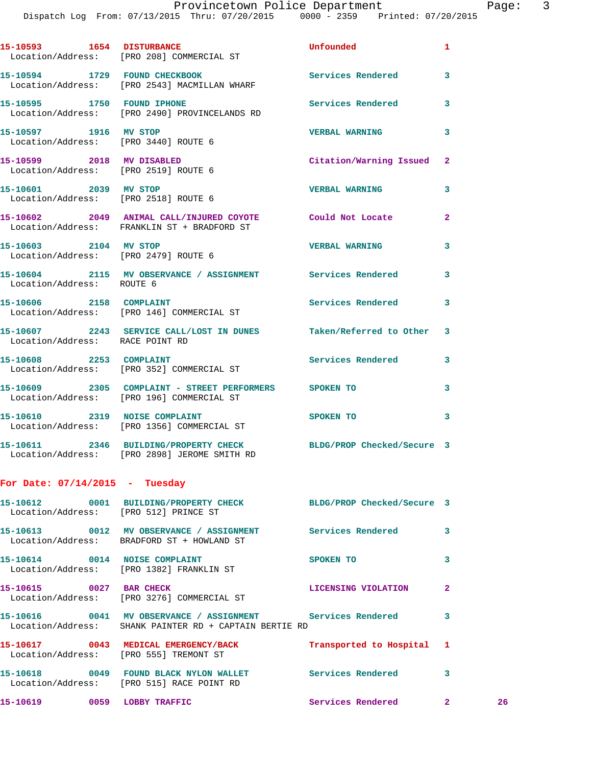15-10593 1654 DISTURBANCE Unfounded 1
Location/Address: [PRO 208] COMMERCIAL ST

15-10594 1729 FOUND CHECKBOOK Services Rendered 3
Location/Address: [PRO 2543] MACMILLAN WHARF

15-10595 1750 FOUND IPHONE Services Rendered 3
Location/Address: [PRO 2490] PROVINCELANDS RD

15-10597 1916 MV STOP VERBAL WARNING 3
Location/Address: [PRO 3440] ROUTE 6

15-10599 2018 MV DISABLED Citation/Warning Issued 2
Location/Address: [PRO 2519] ROUTE 6

15-10601 2039 MV STOP VERBAL WARNING 3
Location/Address: [PRO 2518] ROUTE 6

15-10602 2049 ANIMAL CALL/INJURED COYOTE Could Not Locate 2
Location/Address: FRANKLIN ST + BRADFORD ST

15-10603 2104 MV STOP VERBAL WARNING 3
Location/Address: [PRO 2479] ROUTE 6

15-10604 2115 MV OBSERVANCE / ASSIGNMENT Services Rendered 3
Location/Address: ROUTE 6

15-10606 2158 COMPLAINT Services Rendered 3
Location/Address: [PRO 146] COMMERCIAL ST

15-10607 2243 SERVICE CALL/LOST IN DUNES Taken/Referred to Other 3
Location/Address: RACE POINT RD

15-10608 2253 COMPLAINT Services Rendered 3
Location/Address: [PRO 352] COMMERCIAL ST

15-10609 2305 COMPLAINT - STREET PERFORMERS SPOKEN TO 3
Location/Address: [PRO 196] COMMERCIAL ST

15-10610 2319 NOISE COMPLAINT SPOKEN TO 3
Location/Address: [PRO 1356] COMMERCIAL ST

15-10611 2346 BUILDING/PROPERTY CHECK BLDG/PROP Checked/Secure 3
Location/Address: [PRO 2898] JEROME SMITH RD

## For Date: 07/14/2015 - Tuesday

15-10612 0001 BUILDING/PROPERTY CHECK BLDG/PROP Checked/Secure 3
Location/Address: [PRO 512] PRINCE ST

15-10613 0012 MV OBSERVANCE / ASSIGNMENT Services Rendered 3
Location/Address: BRADFORD ST + HOWLAND ST

15-10614 0014 NOISE COMPLAINT SPOKEN TO 3
Location/Address: [PRO 1382] FRANKLIN ST

15-10615 0027 BAR CHECK LICENSING VIOLATION 2
Location/Address: [PRO 3276] COMMERCIAL ST

15-10616 0041 MV OBSERVANCE / ASSIGNMENT Services Rendered 3
Location/Address: SHANK PAINTER RD + CAPTAIN BERTIE RD

15-10617 0043 MEDICAL EMERGENCY/BACK Transported to Hospital 1
Location/Address: [PRO 555] TREMONT ST

15-10618 0049 FOUND BLACK NYLON WALLET Services Rendered 3
Location/Address: [PRO 515] RACE POINT RD

15-10619 0059 LOBBY TRAFFIC Services Rendered 2 26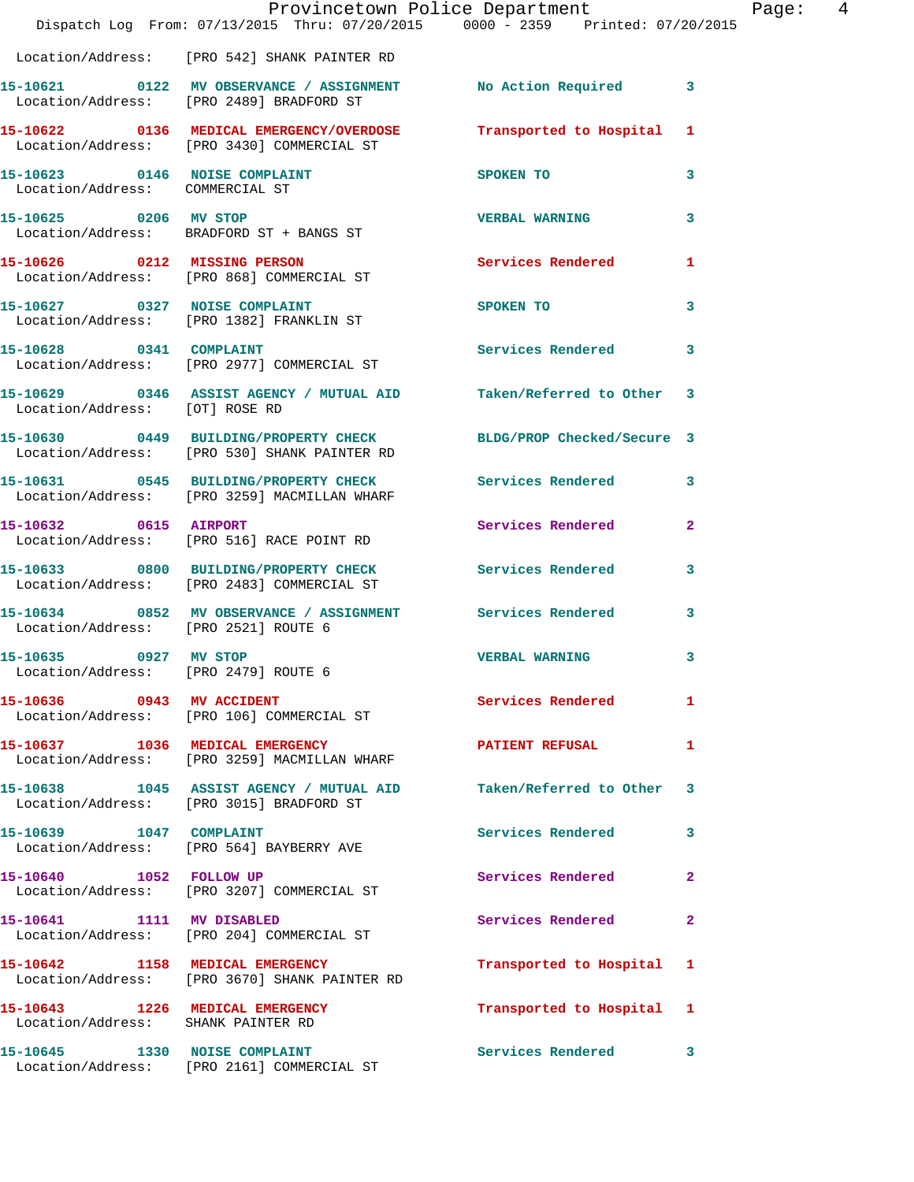Location/Address: [PRO 542] SHANK PAINTER RD

| Call Number | Time | Call Reason | Action | Priority |
|---|---|---|---|---|
| 15-10621 | 0122 | MV OBSERVANCE / ASSIGNMENT | No Action Required | 3 |
| Location/Address: | [PRO 2489] BRADFORD ST | | | |
| 15-10622 | 0136 | MEDICAL EMERGENCY/OVERDOSE | Transported to Hospital | 1 |
| Location/Address: | [PRO 3430] COMMERCIAL ST | | | |
| 15-10623 | 0146 | NOISE COMPLAINT | SPOKEN TO | 3 |
| Location/Address: | COMMERCIAL ST | | | |
| 15-10625 | 0206 | MV STOP | VERBAL WARNING | 3 |
| Location/Address: | BRADFORD ST + BANGS ST | | | |
| 15-10626 | 0212 | MISSING PERSON | Services Rendered | 1 |
| Location/Address: | [PRO 868] COMMERCIAL ST | | | |
| 15-10627 | 0327 | NOISE COMPLAINT | SPOKEN TO | 3 |
| Location/Address: | [PRO 1382] FRANKLIN ST | | | |
| 15-10628 | 0341 | COMPLAINT | Services Rendered | 3 |
| Location/Address: | [PRO 2977] COMMERCIAL ST | | | |
| 15-10629 | 0346 | ASSIST AGENCY / MUTUAL AID | Taken/Referred to Other | 3 |
| Location/Address: | [OT] ROSE RD | | | |
| 15-10630 | 0449 | BUILDING/PROPERTY CHECK | BLDG/PROP Checked/Secure | 3 |
| Location/Address: | [PRO 530] SHANK PAINTER RD | | | |
| 15-10631 | 0545 | BUILDING/PROPERTY CHECK | Services Rendered | 3 |
| Location/Address: | [PRO 3259] MACMILLAN WHARF | | | |
| 15-10632 | 0615 | AIRPORT | Services Rendered | 2 |
| Location/Address: | [PRO 516] RACE POINT RD | | | |
| 15-10633 | 0800 | BUILDING/PROPERTY CHECK | Services Rendered | 3 |
| Location/Address: | [PRO 2483] COMMERCIAL ST | | | |
| 15-10634 | 0852 | MV OBSERVANCE / ASSIGNMENT | Services Rendered | 3 |
| Location/Address: | [PRO 2521] ROUTE 6 | | | |
| 15-10635 | 0927 | MV STOP | VERBAL WARNING | 3 |
| Location/Address: | [PRO 2479] ROUTE 6 | | | |
| 15-10636 | 0943 | MV ACCIDENT | Services Rendered | 1 |
| Location/Address: | [PRO 106] COMMERCIAL ST | | | |
| 15-10637 | 1036 | MEDICAL EMERGENCY | PATIENT REFUSAL | 1 |
| Location/Address: | [PRO 3259] MACMILLAN WHARF | | | |
| 15-10638 | 1045 | ASSIST AGENCY / MUTUAL AID | Taken/Referred to Other | 3 |
| Location/Address: | [PRO 3015] BRADFORD ST | | | |
| 15-10639 | 1047 | COMPLAINT | Services Rendered | 3 |
| Location/Address: | [PRO 564] BAYBERRY AVE | | | |
| 15-10640 | 1052 | FOLLOW UP | Services Rendered | 2 |
| Location/Address: | [PRO 3207] COMMERCIAL ST | | | |
| 15-10641 | 1111 | MV DISABLED | Services Rendered | 2 |
| Location/Address: | [PRO 204] COMMERCIAL ST | | | |
| 15-10642 | 1158 | MEDICAL EMERGENCY | Transported to Hospital | 1 |
| Location/Address: | [PRO 3670] SHANK PAINTER RD | | | |
| 15-10643 | 1226 | MEDICAL EMERGENCY | Transported to Hospital | 1 |
| Location/Address: | SHANK PAINTER RD | | | |
| 15-10645 | 1330 | NOISE COMPLAINT | Services Rendered | 3 |
| Location/Address: | [PRO 2161] COMMERCIAL ST | | | |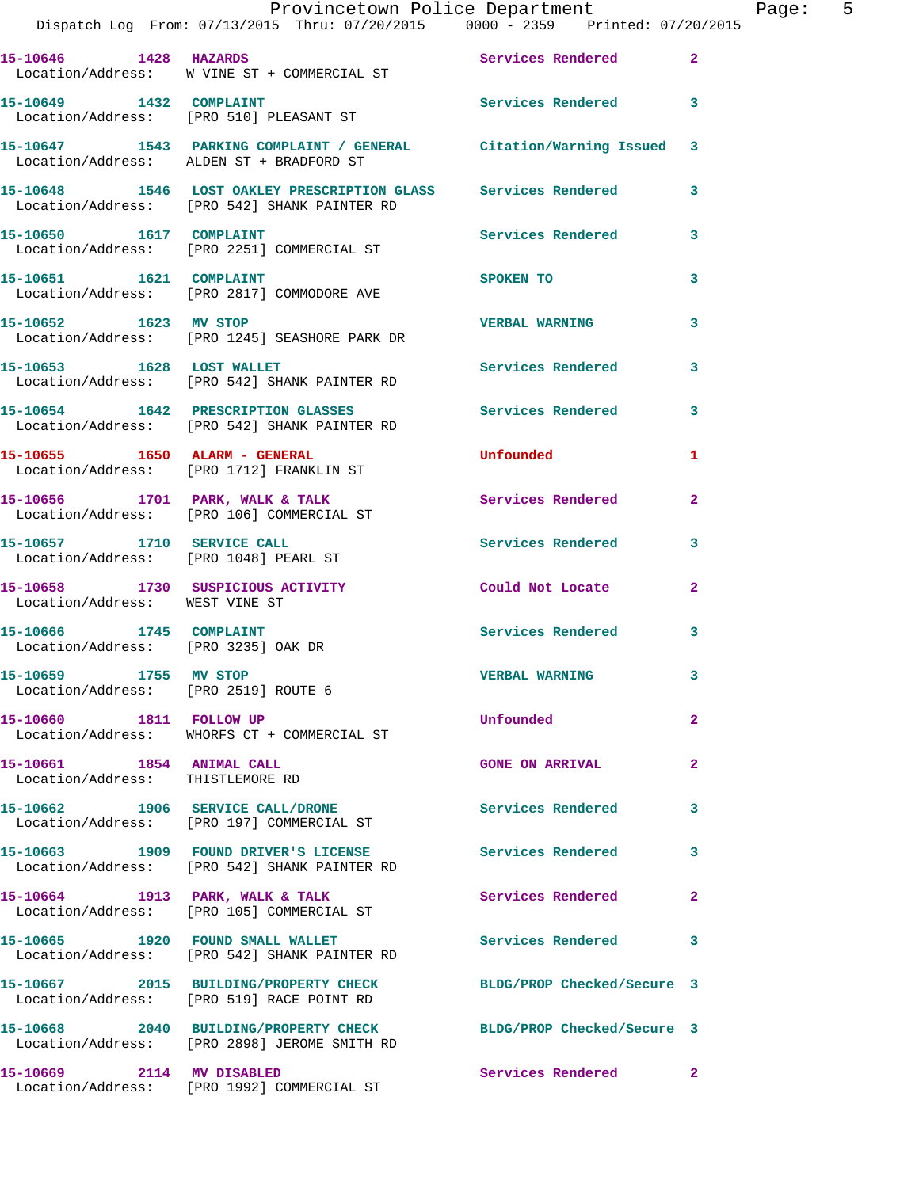15-10646 1428 HAZARDS Services Rendered 2
Location/Address: W VINE ST + COMMERCIAL ST

15-10649 1432 COMPLAINT Services Rendered 3
Location/Address: [PRO 510] PLEASANT ST

15-10647 1543 PARKING COMPLAINT / GENERAL Citation/Warning Issued 3
Location/Address: ALDEN ST + BRADFORD ST

15-10648 1546 LOST OAKLEY PRESCRIPTION GLASS Services Rendered 3
Location/Address: [PRO 542] SHANK PAINTER RD

15-10650 1617 COMPLAINT Services Rendered 3
Location/Address: [PRO 2251] COMMERCIAL ST

15-10651 1621 COMPLAINT SPOKEN TO 3
Location/Address: [PRO 2817] COMMODORE AVE

15-10652 1623 MV STOP VERBAL WARNING 3
Location/Address: [PRO 1245] SEASHORE PARK DR

15-10653 1628 LOST WALLET Services Rendered 3
Location/Address: [PRO 542] SHANK PAINTER RD

15-10654 1642 PRESCRIPTION GLASSES Services Rendered 3
Location/Address: [PRO 542] SHANK PAINTER RD

15-10655 1650 ALARM - GENERAL Unfounded 1
Location/Address: [PRO 1712] FRANKLIN ST

15-10656 1701 PARK, WALK & TALK Services Rendered 2
Location/Address: [PRO 106] COMMERCIAL ST

15-10657 1710 SERVICE CALL Services Rendered 3
Location/Address: [PRO 1048] PEARL ST

15-10658 1730 SUSPICIOUS ACTIVITY Could Not Locate 2
Location/Address: WEST VINE ST

15-10666 1745 COMPLAINT Services Rendered 3
Location/Address: [PRO 3235] OAK DR

15-10659 1755 MV STOP VERBAL WARNING 3
Location/Address: [PRO 2519] ROUTE 6

15-10660 1811 FOLLOW UP Unfounded 2
Location/Address: WHORFS CT + COMMERCIAL ST

15-10661 1854 ANIMAL CALL GONE ON ARRIVAL 2
Location/Address: THISTLEMORE RD

15-10662 1906 SERVICE CALL/DRONE Services Rendered 3
Location/Address: [PRO 197] COMMERCIAL ST

15-10663 1909 FOUND DRIVER'S LICENSE Services Rendered 3
Location/Address: [PRO 542] SHANK PAINTER RD

15-10664 1913 PARK, WALK & TALK Services Rendered 2
Location/Address: [PRO 105] COMMERCIAL ST

15-10665 1920 FOUND SMALL WALLET Services Rendered 3
Location/Address: [PRO 542] SHANK PAINTER RD

15-10667 2015 BUILDING/PROPERTY CHECK BLDG/PROP Checked/Secure 3
Location/Address: [PRO 519] RACE POINT RD

15-10668 2040 BUILDING/PROPERTY CHECK BLDG/PROP Checked/Secure 3
Location/Address: [PRO 2898] JEROME SMITH RD

15-10669 2114 MV DISABLED Services Rendered 2
Location/Address: [PRO 1992] COMMERCIAL ST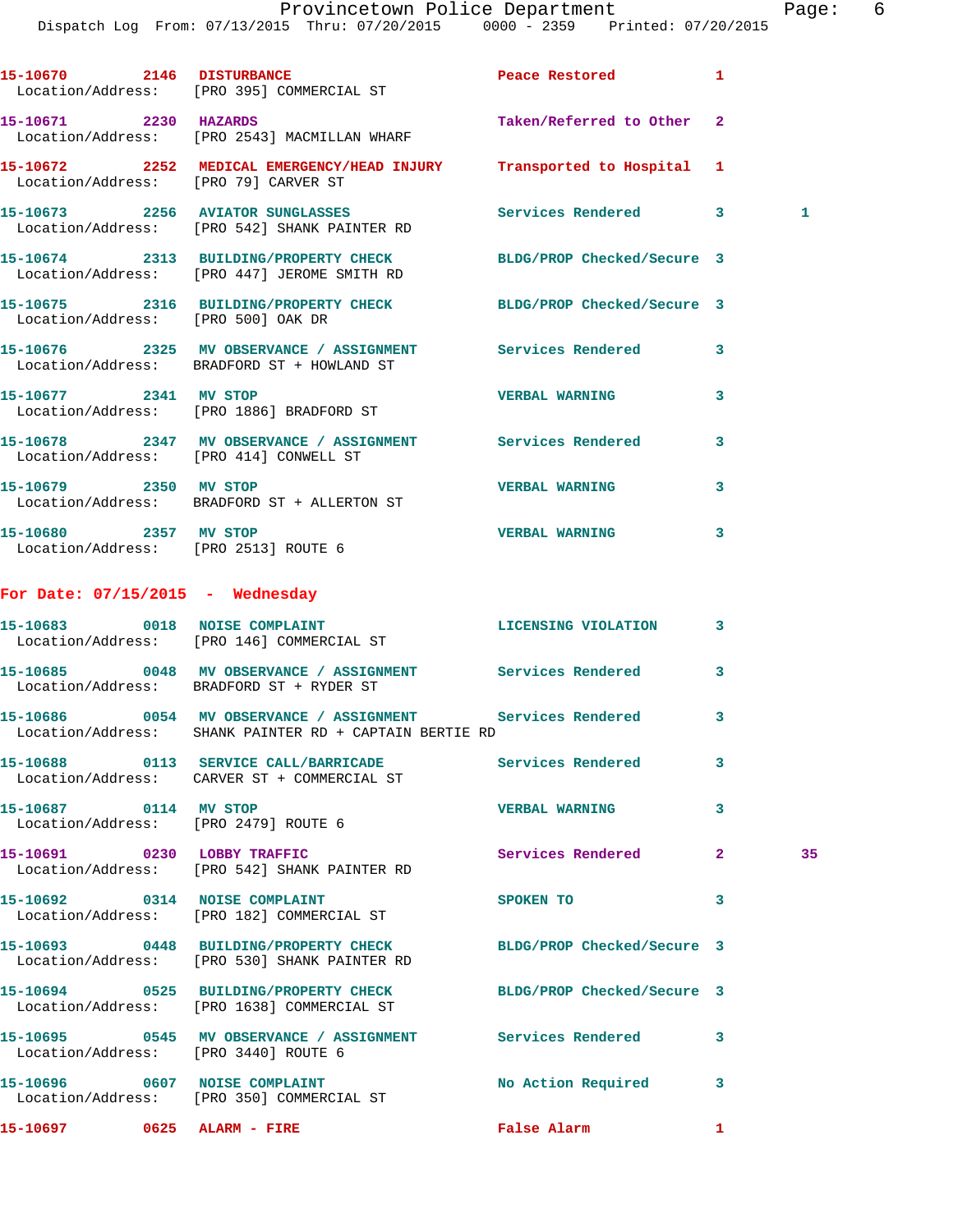15-10670 2146 DISTURBANCE Peace Restored 1
Location/Address: [PRO 395] COMMERCIAL ST

15-10671 2230 HAZARDS Taken/Referred to Other 2
Location/Address: [PRO 2543] MACMILLAN WHARF

15-10672 2252 MEDICAL EMERGENCY/HEAD INJURY Transported to Hospital 1
Location/Address: [PRO 79] CARVER ST

15-10673 2256 AVIATOR SUNGLASSES Services Rendered 3 1
Location/Address: [PRO 542] SHANK PAINTER RD

15-10674 2313 BUILDING/PROPERTY CHECK BLDG/PROP Checked/Secure 3
Location/Address: [PRO 447] JEROME SMITH RD

15-10675 2316 BUILDING/PROPERTY CHECK BLDG/PROP Checked/Secure 3
Location/Address: [PRO 500] OAK DR

15-10676 2325 MV OBSERVANCE / ASSIGNMENT Services Rendered 3
Location/Address: BRADFORD ST + HOWLAND ST

15-10677 2341 MV STOP VERBAL WARNING 3
Location/Address: [PRO 1886] BRADFORD ST

15-10678 2347 MV OBSERVANCE / ASSIGNMENT Services Rendered 3
Location/Address: [PRO 414] CONWELL ST

15-10679 2350 MV STOP VERBAL WARNING 3
Location/Address: BRADFORD ST + ALLERTON ST

15-10680 2357 MV STOP VERBAL WARNING 3
Location/Address: [PRO 2513] ROUTE 6

## For Date: 07/15/2015 - Wednesday

15-10683 0018 NOISE COMPLAINT LICENSING VIOLATION 3
Location/Address: [PRO 146] COMMERCIAL ST

15-10685 0048 MV OBSERVANCE / ASSIGNMENT Services Rendered 3
Location/Address: BRADFORD ST + RYDER ST

15-10686 0054 MV OBSERVANCE / ASSIGNMENT Services Rendered 3
Location/Address: SHANK PAINTER RD + CAPTAIN BERTIE RD

15-10688 0113 SERVICE CALL/BARRICADE Services Rendered 3
Location/Address: CARVER ST + COMMERCIAL ST

15-10687 0114 MV STOP VERBAL WARNING 3
Location/Address: [PRO 2479] ROUTE 6

15-10691 0230 LOBBY TRAFFIC Services Rendered 2 35
Location/Address: [PRO 542] SHANK PAINTER RD

15-10692 0314 NOISE COMPLAINT SPOKEN TO 3
Location/Address: [PRO 182] COMMERCIAL ST

15-10693 0448 BUILDING/PROPERTY CHECK BLDG/PROP Checked/Secure 3
Location/Address: [PRO 530] SHANK PAINTER RD

15-10694 0525 BUILDING/PROPERTY CHECK BLDG/PROP Checked/Secure 3
Location/Address: [PRO 1638] COMMERCIAL ST

15-10695 0545 MV OBSERVANCE / ASSIGNMENT Services Rendered 3
Location/Address: [PRO 3440] ROUTE 6

15-10696 0607 NOISE COMPLAINT No Action Required 3
Location/Address: [PRO 350] COMMERCIAL ST

15-10697 0625 ALARM - FIRE False Alarm 1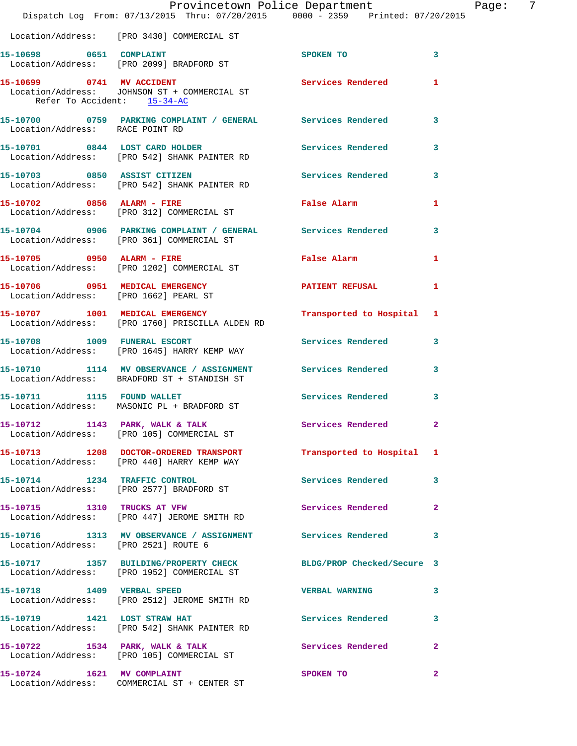Location/Address: [PRO 3430] COMMERCIAL ST

**15-10698** 0651 COMPLAINT — SPOKEN TO — 3
Location/Address: [PRO 2099] BRADFORD ST

**15-10699** 0741 MV ACCIDENT — Services Rendered — 1
Location/Address: JOHNSON ST + COMMERCIAL ST
Refer To Accident: 15-34-AC

**15-10700** 0759 PARKING COMPLAINT / GENERAL — Services Rendered — 3
Location/Address: RACE POINT RD

**15-10701** 0844 LOST CARD HOLDER — Services Rendered — 3
Location/Address: [PRO 542] SHANK PAINTER RD

**15-10703** 0850 ASSIST CITIZEN — Services Rendered — 3
Location/Address: [PRO 542] SHANK PAINTER RD

**15-10702** 0856 ALARM - FIRE — False Alarm — 1
Location/Address: [PRO 312] COMMERCIAL ST

**15-10704** 0906 PARKING COMPLAINT / GENERAL — Services Rendered — 3
Location/Address: [PRO 361] COMMERCIAL ST

**15-10705** 0950 ALARM - FIRE — False Alarm — 1
Location/Address: [PRO 1202] COMMERCIAL ST

**15-10706** 0951 MEDICAL EMERGENCY — PATIENT REFUSAL — 1
Location/Address: [PRO 1662] PEARL ST

**15-10707** 1001 MEDICAL EMERGENCY — Transported to Hospital — 1
Location/Address: [PRO 1760] PRISCILLA ALDEN RD

**15-10708** 1009 FUNERAL ESCORT — Services Rendered — 3
Location/Address: [PRO 1645] HARRY KEMP WAY

**15-10710** 1114 MV OBSERVANCE / ASSIGNMENT — Services Rendered — 3
Location/Address: BRADFORD ST + STANDISH ST

**15-10711** 1115 FOUND WALLET — Services Rendered — 3
Location/Address: MASONIC PL + BRADFORD ST

**15-10712** 1143 PARK, WALK & TALK — Services Rendered — 2
Location/Address: [PRO 105] COMMERCIAL ST

**15-10713** 1208 DOCTOR-ORDERED TRANSPORT — Transported to Hospital — 1
Location/Address: [PRO 440] HARRY KEMP WAY

**15-10714** 1234 TRAFFIC CONTROL — Services Rendered — 3
Location/Address: [PRO 2577] BRADFORD ST

**15-10715** 1310 TRUCKS AT VFW — Services Rendered — 2
Location/Address: [PRO 447] JEROME SMITH RD

**15-10716** 1313 MV OBSERVANCE / ASSIGNMENT — Services Rendered — 3
Location/Address: [PRO 2521] ROUTE 6

**15-10717** 1357 BUILDING/PROPERTY CHECK — BLDG/PROP Checked/Secure — 3
Location/Address: [PRO 1952] COMMERCIAL ST

**15-10718** 1409 VERBAL SPEED — VERBAL WARNING — 3
Location/Address: [PRO 2512] JEROME SMITH RD

**15-10719** 1421 LOST STRAW HAT — Services Rendered — 3
Location/Address: [PRO 542] SHANK PAINTER RD

**15-10722** 1534 PARK, WALK & TALK — Services Rendered — 2
Location/Address: [PRO 105] COMMERCIAL ST

**15-10724** 1621 MV COMPLAINT — SPOKEN TO — 2
Location/Address: COMMERCIAL ST + CENTER ST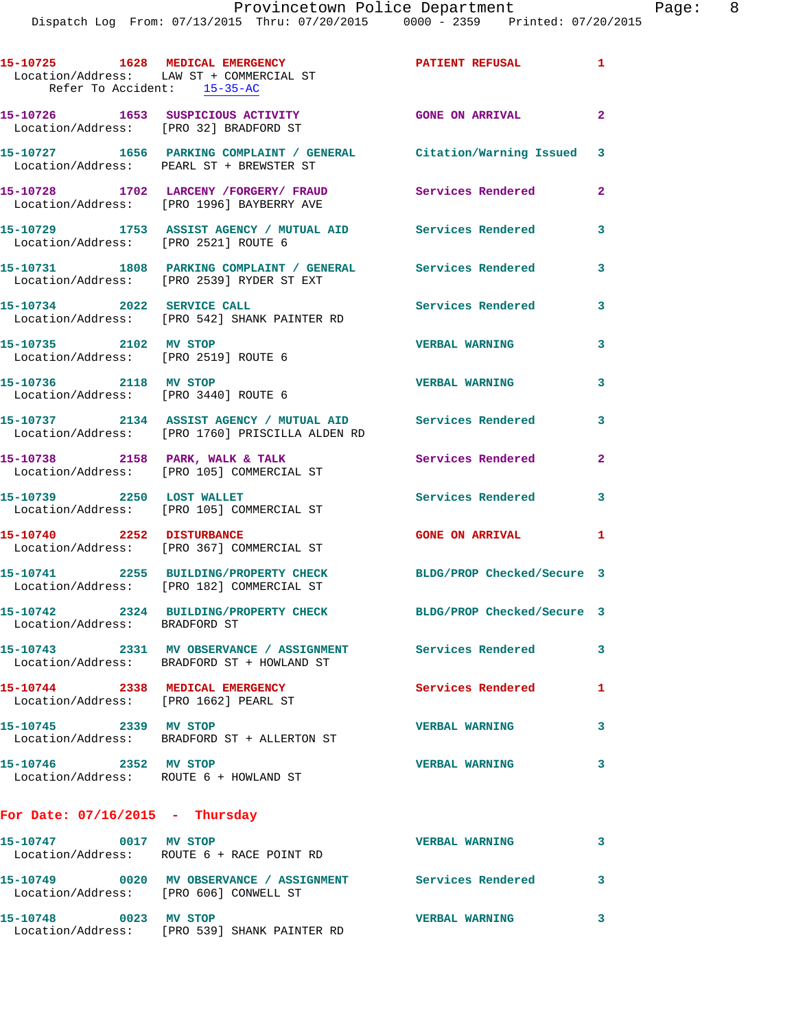15-10725 1628 MEDICAL EMERGENCY PATIENT REFUSAL 1
Location/Address: LAW ST + COMMERCIAL ST
Refer To Accident: 15-35-AC

15-10726 1653 SUSPICIOUS ACTIVITY GONE ON ARRIVAL 2
Location/Address: [PRO 32] BRADFORD ST

15-10727 1656 PARKING COMPLAINT / GENERAL Citation/Warning Issued 3
Location/Address: PEARL ST + BREWSTER ST

15-10728 1702 LARCENY /FORGERY/ FRAUD Services Rendered 2
Location/Address: [PRO 1996] BAYBERRY AVE

15-10729 1753 ASSIST AGENCY / MUTUAL AID Services Rendered 3
Location/Address: [PRO 2521] ROUTE 6

15-10731 1808 PARKING COMPLAINT / GENERAL Services Rendered 3
Location/Address: [PRO 2539] RYDER ST EXT

15-10734 2022 SERVICE CALL Services Rendered 3
Location/Address: [PRO 542] SHANK PAINTER RD

15-10735 2102 MV STOP VERBAL WARNING 3
Location/Address: [PRO 2519] ROUTE 6

15-10736 2118 MV STOP VERBAL WARNING 3
Location/Address: [PRO 3440] ROUTE 6

15-10737 2134 ASSIST AGENCY / MUTUAL AID Services Rendered 3
Location/Address: [PRO 1760] PRISCILLA ALDEN RD

15-10738 2158 PARK, WALK & TALK Services Rendered 2
Location/Address: [PRO 105] COMMERCIAL ST

15-10739 2250 LOST WALLET Services Rendered 3
Location/Address: [PRO 105] COMMERCIAL ST

15-10740 2252 DISTURBANCE GONE ON ARRIVAL 1
Location/Address: [PRO 367] COMMERCIAL ST

15-10741 2255 BUILDING/PROPERTY CHECK BLDG/PROP Checked/Secure 3
Location/Address: [PRO 182] COMMERCIAL ST

15-10742 2324 BUILDING/PROPERTY CHECK BLDG/PROP Checked/Secure 3
Location/Address: BRADFORD ST

15-10743 2331 MV OBSERVANCE / ASSIGNMENT Services Rendered 3
Location/Address: BRADFORD ST + HOWLAND ST

15-10744 2338 MEDICAL EMERGENCY Services Rendered 1
Location/Address: [PRO 1662] PEARL ST

15-10745 2339 MV STOP VERBAL WARNING 3
Location/Address: BRADFORD ST + ALLERTON ST

15-10746 2352 MV STOP VERBAL WARNING 3
Location/Address: ROUTE 6 + HOWLAND ST

**For Date: 07/16/2015 - Thursday**

15-10747 0017 MV STOP VERBAL WARNING 3
Location/Address: ROUTE 6 + RACE POINT RD

15-10749 0020 MV OBSERVANCE / ASSIGNMENT Services Rendered 3
Location/Address: [PRO 606] CONWELL ST

15-10748 0023 MV STOP VERBAL WARNING 3
Location/Address: [PRO 539] SHANK PAINTER RD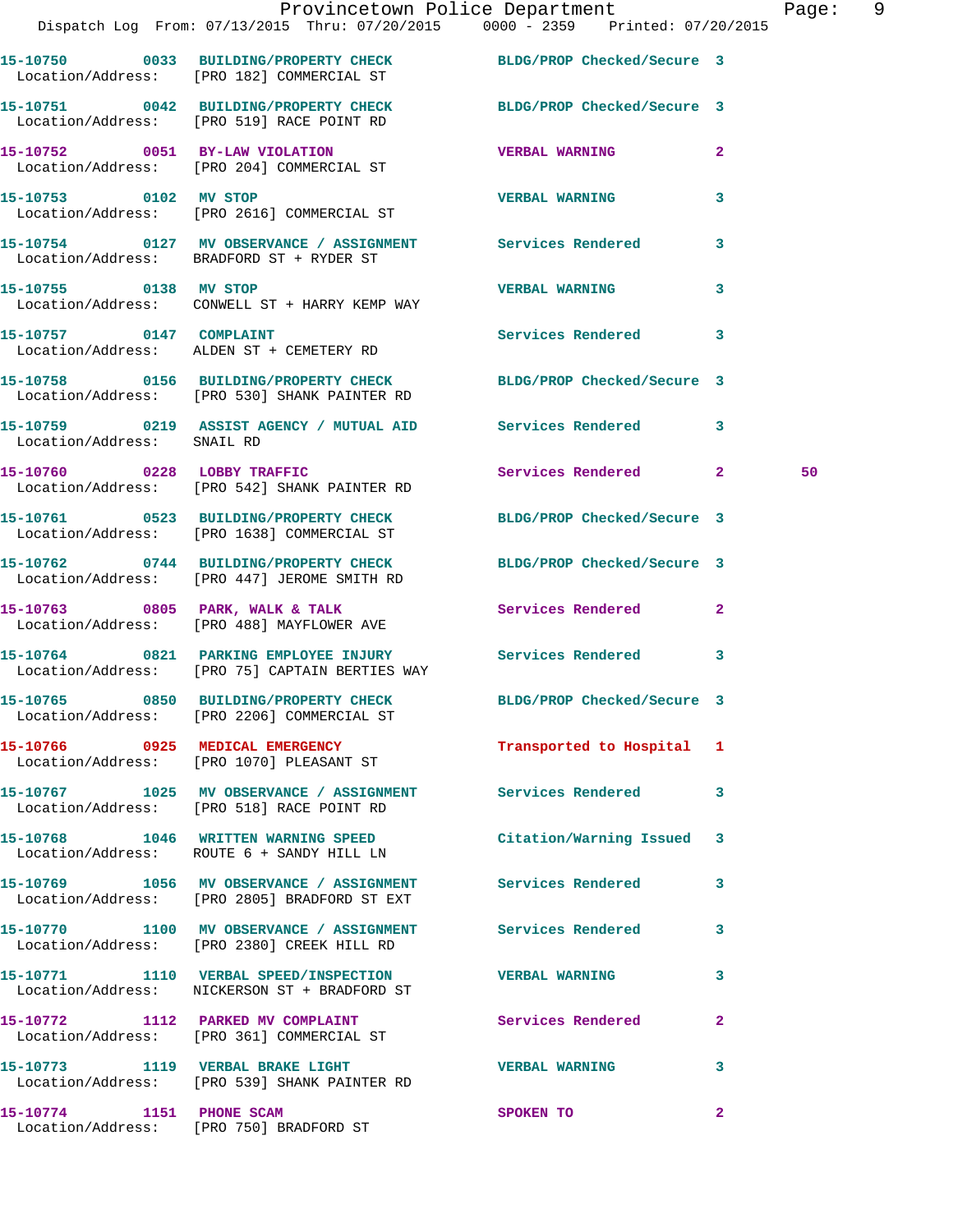15-10750 0033 BUILDING/PROPERTY CHECK BLDG/PROP Checked/Secure 3
Location/Address: [PRO 182] COMMERCIAL ST

15-10751 0042 BUILDING/PROPERTY CHECK BLDG/PROP Checked/Secure 3
Location/Address: [PRO 519] RACE POINT RD

15-10752 0051 BY-LAW VIOLATION VERBAL WARNING 2
Location/Address: [PRO 204] COMMERCIAL ST

15-10753 0102 MV STOP VERBAL WARNING 3
Location/Address: [PRO 2616] COMMERCIAL ST

15-10754 0127 MV OBSERVANCE / ASSIGNMENT Services Rendered 3
Location/Address: BRADFORD ST + RYDER ST

15-10755 0138 MV STOP VERBAL WARNING 3
Location/Address: CONWELL ST + HARRY KEMP WAY

15-10757 0147 COMPLAINT Services Rendered 3
Location/Address: ALDEN ST + CEMETERY RD

15-10758 0156 BUILDING/PROPERTY CHECK BLDG/PROP Checked/Secure 3
Location/Address: [PRO 530] SHANK PAINTER RD

15-10759 0219 ASSIST AGENCY / MUTUAL AID Services Rendered 3
Location/Address: SNAIL RD

15-10760 0228 LOBBY TRAFFIC Services Rendered 2 50
Location/Address: [PRO 542] SHANK PAINTER RD

15-10761 0523 BUILDING/PROPERTY CHECK BLDG/PROP Checked/Secure 3
Location/Address: [PRO 1638] COMMERCIAL ST

15-10762 0744 BUILDING/PROPERTY CHECK BLDG/PROP Checked/Secure 3
Location/Address: [PRO 447] JEROME SMITH RD

15-10763 0805 PARK, WALK & TALK Services Rendered 2
Location/Address: [PRO 488] MAYFLOWER AVE

15-10764 0821 PARKING EMPLOYEE INJURY Services Rendered 3
Location/Address: [PRO 75] CAPTAIN BERTIES WAY

15-10765 0850 BUILDING/PROPERTY CHECK BLDG/PROP Checked/Secure 3
Location/Address: [PRO 2206] COMMERCIAL ST

15-10766 0925 MEDICAL EMERGENCY Transported to Hospital 1
Location/Address: [PRO 1070] PLEASANT ST

15-10767 1025 MV OBSERVANCE / ASSIGNMENT Services Rendered 3
Location/Address: [PRO 518] RACE POINT RD

15-10768 1046 WRITTEN WARNING SPEED Citation/Warning Issued 3
Location/Address: ROUTE 6 + SANDY HILL LN

15-10769 1056 MV OBSERVANCE / ASSIGNMENT Services Rendered 3
Location/Address: [PRO 2805] BRADFORD ST EXT

15-10770 1100 MV OBSERVANCE / ASSIGNMENT Services Rendered 3
Location/Address: [PRO 2380] CREEK HILL RD

15-10771 1110 VERBAL SPEED/INSPECTION VERBAL WARNING 3
Location/Address: NICKERSON ST + BRADFORD ST

15-10772 1112 PARKED MV COMPLAINT Services Rendered 2
Location/Address: [PRO 361] COMMERCIAL ST

15-10773 1119 VERBAL BRAKE LIGHT VERBAL WARNING 3
Location/Address: [PRO 539] SHANK PAINTER RD

15-10774 1151 PHONE SCAM SPOKEN TO 2
Location/Address: [PRO 750] BRADFORD ST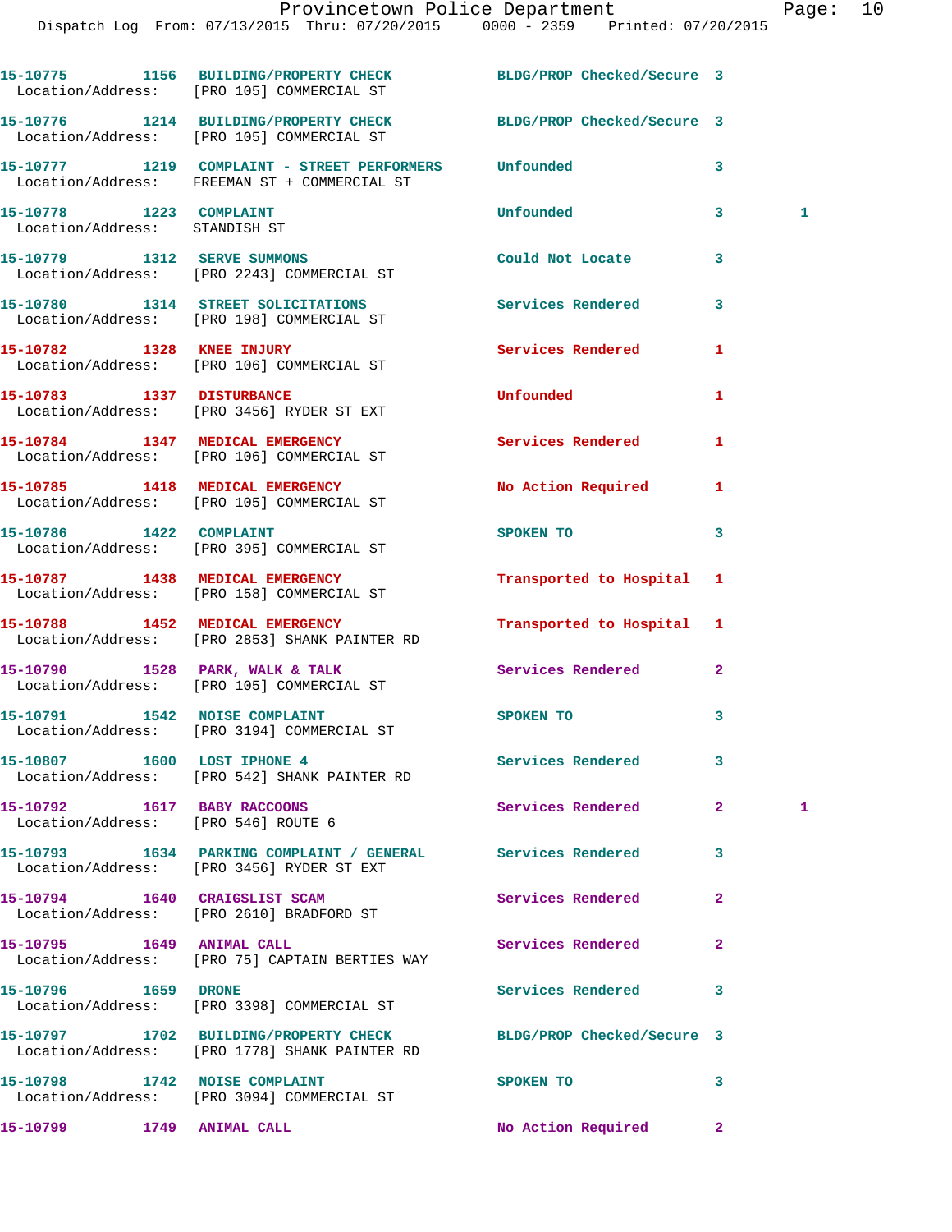| Call Number | Time | Call Reason | Action | Priority | |
|---|---|---|---|---|---|
| 15-10775 | 1156 | BUILDING/PROPERTY CHECK | BLDG/PROP Checked/Secure | 3 | |
| Location/Address: | | [PRO 105] COMMERCIAL ST | | | |
| 15-10776 | 1214 | BUILDING/PROPERTY CHECK | BLDG/PROP Checked/Secure | 3 | |
| Location/Address: | | [PRO 105] COMMERCIAL ST | | | |
| 15-10777 | 1219 | COMPLAINT - STREET PERFORMERS | Unfounded | 3 | |
| Location/Address: | | FREEMAN ST + COMMERCIAL ST | | | |
| 15-10778 | 1223 | COMPLAINT | Unfounded | 3 | 1 |
| Location/Address: | | STANDISH ST | | | |
| 15-10779 | 1312 | SERVE SUMMONS | Could Not Locate | 3 | |
| Location/Address: | | [PRO 2243] COMMERCIAL ST | | | |
| 15-10780 | 1314 | STREET SOLICITATIONS | Services Rendered | 3 | |
| Location/Address: | | [PRO 198] COMMERCIAL ST | | | |
| 15-10782 | 1328 | KNEE INJURY | Services Rendered | 1 | |
| Location/Address: | | [PRO 106] COMMERCIAL ST | | | |
| 15-10783 | 1337 | DISTURBANCE | Unfounded | 1 | |
| Location/Address: | | [PRO 3456] RYDER ST EXT | | | |
| 15-10784 | 1347 | MEDICAL EMERGENCY | Services Rendered | 1 | |
| Location/Address: | | [PRO 106] COMMERCIAL ST | | | |
| 15-10785 | 1418 | MEDICAL EMERGENCY | No Action Required | 1 | |
| Location/Address: | | [PRO 105] COMMERCIAL ST | | | |
| 15-10786 | 1422 | COMPLAINT | SPOKEN TO | 3 | |
| Location/Address: | | [PRO 395] COMMERCIAL ST | | | |
| 15-10787 | 1438 | MEDICAL EMERGENCY | Transported to Hospital | 1 | |
| Location/Address: | | [PRO 158] COMMERCIAL ST | | | |
| 15-10788 | 1452 | MEDICAL EMERGENCY | Transported to Hospital | 1 | |
| Location/Address: | | [PRO 2853] SHANK PAINTER RD | | | |
| 15-10790 | 1528 | PARK, WALK & TALK | Services Rendered | 2 | |
| Location/Address: | | [PRO 105] COMMERCIAL ST | | | |
| 15-10791 | 1542 | NOISE COMPLAINT | SPOKEN TO | 3 | |
| Location/Address: | | [PRO 3194] COMMERCIAL ST | | | |
| 15-10807 | 1600 | LOST IPHONE 4 | Services Rendered | 3 | |
| Location/Address: | | [PRO 542] SHANK PAINTER RD | | | |
| 15-10792 | 1617 | BABY RACCOONS | Services Rendered | 2 | 1 |
| Location/Address: | | [PRO 546] ROUTE 6 | | | |
| 15-10793 | 1634 | PARKING COMPLAINT / GENERAL | Services Rendered | 3 | |
| Location/Address: | | [PRO 3456] RYDER ST EXT | | | |
| 15-10794 | 1640 | CRAIGSLIST SCAM | Services Rendered | 2 | |
| Location/Address: | | [PRO 2610] BRADFORD ST | | | |
| 15-10795 | 1649 | ANIMAL CALL | Services Rendered | 2 | |
| Location/Address: | | [PRO 75] CAPTAIN BERTIES WAY | | | |
| 15-10796 | 1659 | DRONE | Services Rendered | 3 | |
| Location/Address: | | [PRO 3398] COMMERCIAL ST | | | |
| 15-10797 | 1702 | BUILDING/PROPERTY CHECK | BLDG/PROP Checked/Secure | 3 | |
| Location/Address: | | [PRO 1778] SHANK PAINTER RD | | | |
| 15-10798 | 1742 | NOISE COMPLAINT | SPOKEN TO | 3 | |
| Location/Address: | | [PRO 3094] COMMERCIAL ST | | | |
| 15-10799 | 1749 | ANIMAL CALL | No Action Required | 2 | |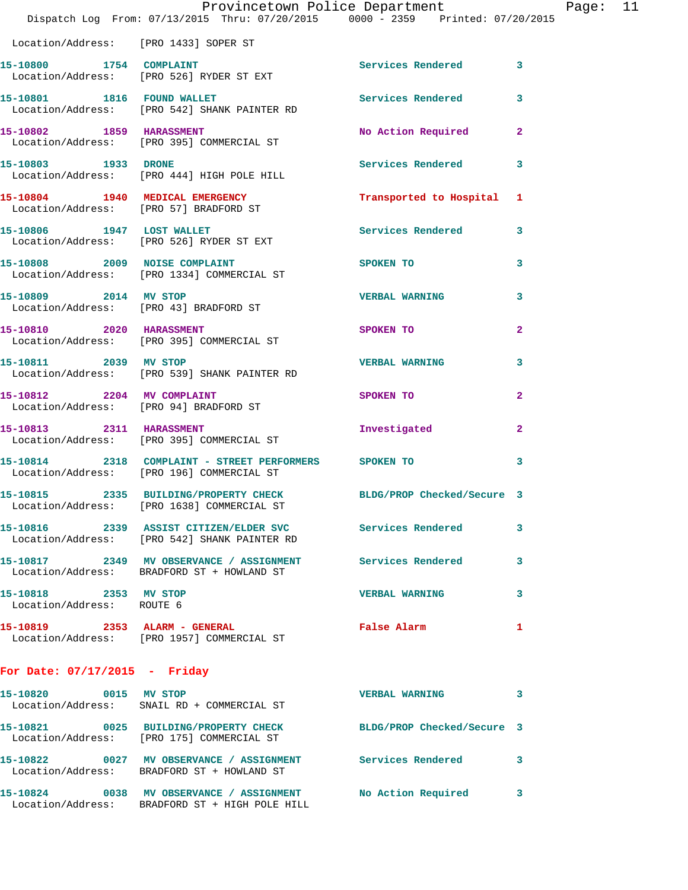Location/Address: [PRO 1433] SOPER ST

15-10800 1754 COMPLAINT Services Rendered 3
Location/Address: [PRO 526] RYDER ST EXT

15-10801 1816 FOUND WALLET Services Rendered 3
Location/Address: [PRO 542] SHANK PAINTER RD

15-10802 1859 HARASSMENT No Action Required 2
Location/Address: [PRO 395] COMMERCIAL ST

15-10803 1933 DRONE Services Rendered 3
Location/Address: [PRO 444] HIGH POLE HILL

15-10804 1940 MEDICAL EMERGENCY Transported to Hospital 1
Location/Address: [PRO 57] BRADFORD ST

15-10806 1947 LOST WALLET Services Rendered 3
Location/Address: [PRO 526] RYDER ST EXT

15-10808 2009 NOISE COMPLAINT SPOKEN TO 3
Location/Address: [PRO 1334] COMMERCIAL ST

15-10809 2014 MV STOP VERBAL WARNING 3
Location/Address: [PRO 43] BRADFORD ST

15-10810 2020 HARASSMENT SPOKEN TO 2
Location/Address: [PRO 395] COMMERCIAL ST

15-10811 2039 MV STOP VERBAL WARNING 3
Location/Address: [PRO 539] SHANK PAINTER RD

15-10812 2204 MV COMPLAINT SPOKEN TO 2
Location/Address: [PRO 94] BRADFORD ST

15-10813 2311 HARASSMENT Investigated 2
Location/Address: [PRO 395] COMMERCIAL ST

15-10814 2318 COMPLAINT - STREET PERFORMERS SPOKEN TO 3
Location/Address: [PRO 196] COMMERCIAL ST

15-10815 2335 BUILDING/PROPERTY CHECK BLDG/PROP Checked/Secure 3
Location/Address: [PRO 1638] COMMERCIAL ST

15-10816 2339 ASSIST CITIZEN/ELDER SVC Services Rendered 3
Location/Address: [PRO 542] SHANK PAINTER RD

15-10817 2349 MV OBSERVANCE / ASSIGNMENT Services Rendered 3
Location/Address: BRADFORD ST + HOWLAND ST

15-10818 2353 MV STOP VERBAL WARNING 3
Location/Address: ROUTE 6

15-10819 2353 ALARM - GENERAL False Alarm 1
Location/Address: [PRO 1957] COMMERCIAL ST

## For Date: 07/17/2015 - Friday

15-10820 0015 MV STOP VERBAL WARNING 3
Location/Address: SNAIL RD + COMMERCIAL ST

15-10821 0025 BUILDING/PROPERTY CHECK BLDG/PROP Checked/Secure 3
Location/Address: [PRO 175] COMMERCIAL ST

15-10822 0027 MV OBSERVANCE / ASSIGNMENT Services Rendered 3
Location/Address: BRADFORD ST + HOWLAND ST

15-10824 0038 MV OBSERVANCE / ASSIGNMENT No Action Required 3
Location/Address: BRADFORD ST + HIGH POLE HILL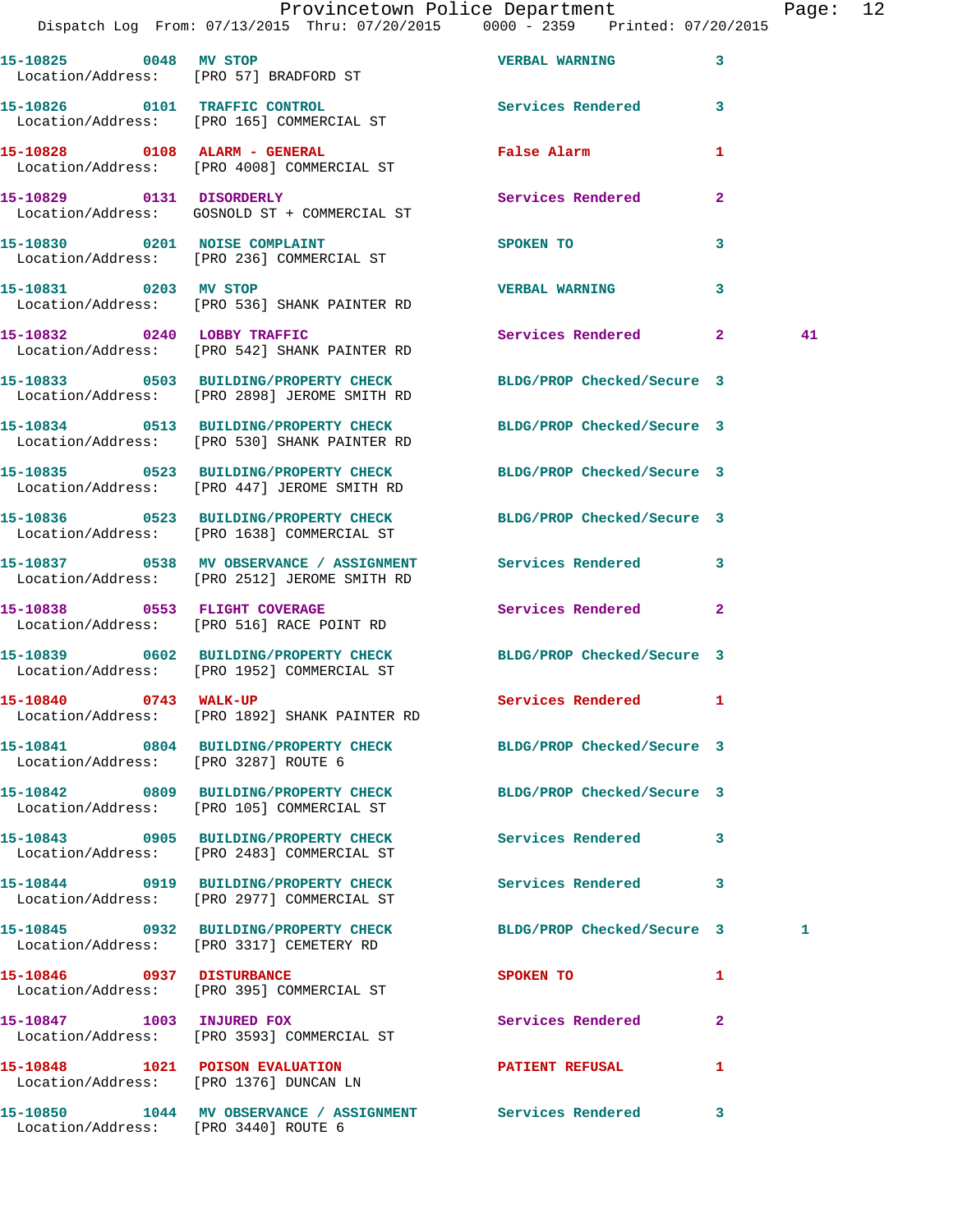15-10825 0048 MV STOP VERBAL WARNING 3
Location/Address: [PRO 57] BRADFORD ST

15-10826 0101 TRAFFIC CONTROL Services Rendered 3
Location/Address: [PRO 165] COMMERCIAL ST

15-10828 0108 ALARM - GENERAL False Alarm 1
Location/Address: [PRO 4008] COMMERCIAL ST

15-10829 0131 DISORDERLY Services Rendered 2
Location/Address: GOSNOLD ST + COMMERCIAL ST

15-10830 0201 NOISE COMPLAINT SPOKEN TO 3
Location/Address: [PRO 236] COMMERCIAL ST

15-10831 0203 MV STOP VERBAL WARNING 3
Location/Address: [PRO 536] SHANK PAINTER RD

15-10832 0240 LOBBY TRAFFIC Services Rendered 2 41
Location/Address: [PRO 542] SHANK PAINTER RD

15-10833 0503 BUILDING/PROPERTY CHECK BLDG/PROP Checked/Secure 3
Location/Address: [PRO 2898] JEROME SMITH RD

15-10834 0513 BUILDING/PROPERTY CHECK BLDG/PROP Checked/Secure 3
Location/Address: [PRO 530] SHANK PAINTER RD

15-10835 0523 BUILDING/PROPERTY CHECK BLDG/PROP Checked/Secure 3
Location/Address: [PRO 447] JEROME SMITH RD

15-10836 0523 BUILDING/PROPERTY CHECK BLDG/PROP Checked/Secure 3
Location/Address: [PRO 1638] COMMERCIAL ST

15-10837 0538 MV OBSERVANCE / ASSIGNMENT Services Rendered 3
Location/Address: [PRO 2512] JEROME SMITH RD

15-10838 0553 FLIGHT COVERAGE Services Rendered 2
Location/Address: [PRO 516] RACE POINT RD

15-10839 0602 BUILDING/PROPERTY CHECK BLDG/PROP Checked/Secure 3
Location/Address: [PRO 1952] COMMERCIAL ST

15-10840 0743 WALK-UP Services Rendered 1
Location/Address: [PRO 1892] SHANK PAINTER RD

15-10841 0804 BUILDING/PROPERTY CHECK BLDG/PROP Checked/Secure 3
Location/Address: [PRO 3287] ROUTE 6

15-10842 0809 BUILDING/PROPERTY CHECK BLDG/PROP Checked/Secure 3
Location/Address: [PRO 105] COMMERCIAL ST

15-10843 0905 BUILDING/PROPERTY CHECK Services Rendered 3
Location/Address: [PRO 2483] COMMERCIAL ST

15-10844 0919 BUILDING/PROPERTY CHECK Services Rendered 3
Location/Address: [PRO 2977] COMMERCIAL ST

15-10845 0932 BUILDING/PROPERTY CHECK BLDG/PROP Checked/Secure 3 1
Location/Address: [PRO 3317] CEMETERY RD

15-10846 0937 DISTURBANCE SPOKEN TO 1
Location/Address: [PRO 395] COMMERCIAL ST

15-10847 1003 INJURED FOX Services Rendered 2
Location/Address: [PRO 3593] COMMERCIAL ST

15-10848 1021 POISON EVALUATION PATIENT REFUSAL 1
Location/Address: [PRO 1376] DUNCAN LN

15-10850 1044 MV OBSERVANCE / ASSIGNMENT Services Rendered 3
Location/Address: [PRO 3440] ROUTE 6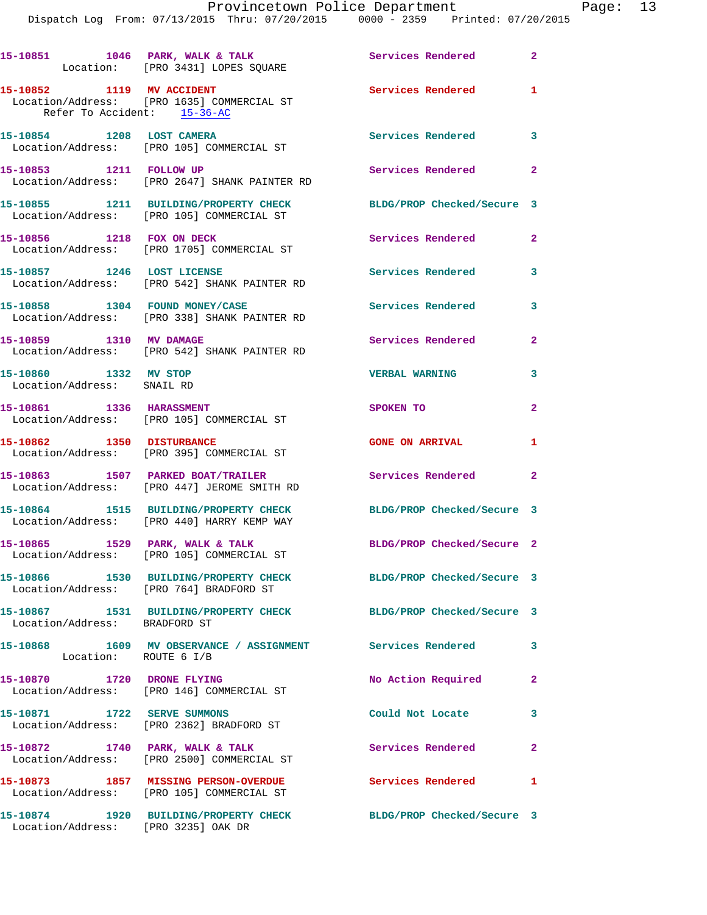| Call Number | Time | Call Reason | Action | Priority |
|---|---|---|---|---|
| 15-10851 | 1046 | PARK, WALK & TALK | Services Rendered | 2 |
| Location: [PRO 3431] LOPES SQUARE | | | | |
| 15-10852 | 1119 | MV ACCIDENT | Services Rendered | 1 |
| Location/Address: [PRO 1635] COMMERCIAL ST | | | | |
| Refer To Accident: 15-36-AC | | | | |
| 15-10854 | 1208 | LOST CAMERA | Services Rendered | 3 |
| Location/Address: [PRO 105] COMMERCIAL ST | | | | |
| 15-10853 | 1211 | FOLLOW UP | Services Rendered | 2 |
| Location/Address: [PRO 2647] SHANK PAINTER RD | | | | |
| 15-10855 | 1211 | BUILDING/PROPERTY CHECK | BLDG/PROP Checked/Secure | 3 |
| Location/Address: [PRO 105] COMMERCIAL ST | | | | |
| 15-10856 | 1218 | FOX ON DECK | Services Rendered | 2 |
| Location/Address: [PRO 1705] COMMERCIAL ST | | | | |
| 15-10857 | 1246 | LOST LICENSE | Services Rendered | 3 |
| Location/Address: [PRO 542] SHANK PAINTER RD | | | | |
| 15-10858 | 1304 | FOUND MONEY/CASE | Services Rendered | 3 |
| Location/Address: [PRO 338] SHANK PAINTER RD | | | | |
| 15-10859 | 1310 | MV DAMAGE | Services Rendered | 2 |
| Location/Address: [PRO 542] SHANK PAINTER RD | | | | |
| 15-10860 | 1332 | MV STOP | VERBAL WARNING | 3 |
| Location/Address: SNAIL RD | | | | |
| 15-10861 | 1336 | HARASSMENT | SPOKEN TO | 2 |
| Location/Address: [PRO 105] COMMERCIAL ST | | | | |
| 15-10862 | 1350 | DISTURBANCE | GONE ON ARRIVAL | 1 |
| Location/Address: [PRO 395] COMMERCIAL ST | | | | |
| 15-10863 | 1507 | PARKED BOAT/TRAILER | Services Rendered | 2 |
| Location/Address: [PRO 447] JEROME SMITH RD | | | | |
| 15-10864 | 1515 | BUILDING/PROPERTY CHECK | BLDG/PROP Checked/Secure | 3 |
| Location/Address: [PRO 440] HARRY KEMP WAY | | | | |
| 15-10865 | 1529 | PARK, WALK & TALK | BLDG/PROP Checked/Secure | 2 |
| Location/Address: [PRO 105] COMMERCIAL ST | | | | |
| 15-10866 | 1530 | BUILDING/PROPERTY CHECK | BLDG/PROP Checked/Secure | 3 |
| Location/Address: [PRO 764] BRADFORD ST | | | | |
| 15-10867 | 1531 | BUILDING/PROPERTY CHECK | BLDG/PROP Checked/Secure | 3 |
| Location/Address: BRADFORD ST | | | | |
| 15-10868 | 1609 | MV OBSERVANCE / ASSIGNMENT | Services Rendered | 3 |
| Location: ROUTE 6 I/B | | | | |
| 15-10870 | 1720 | DRONE FLYING | No Action Required | 2 |
| Location/Address: [PRO 146] COMMERCIAL ST | | | | |
| 15-10871 | 1722 | SERVE SUMMONS | Could Not Locate | 3 |
| Location/Address: [PRO 2362] BRADFORD ST | | | | |
| 15-10872 | 1740 | PARK, WALK & TALK | Services Rendered | 2 |
| Location/Address: [PRO 2500] COMMERCIAL ST | | | | |
| 15-10873 | 1857 | MISSING PERSON-OVERDUE | Services Rendered | 1 |
| Location/Address: [PRO 105] COMMERCIAL ST | | | | |
| 15-10874 | 1920 | BUILDING/PROPERTY CHECK | BLDG/PROP Checked/Secure | 3 |
| Location/Address: [PRO 3235] OAK DR | | | | |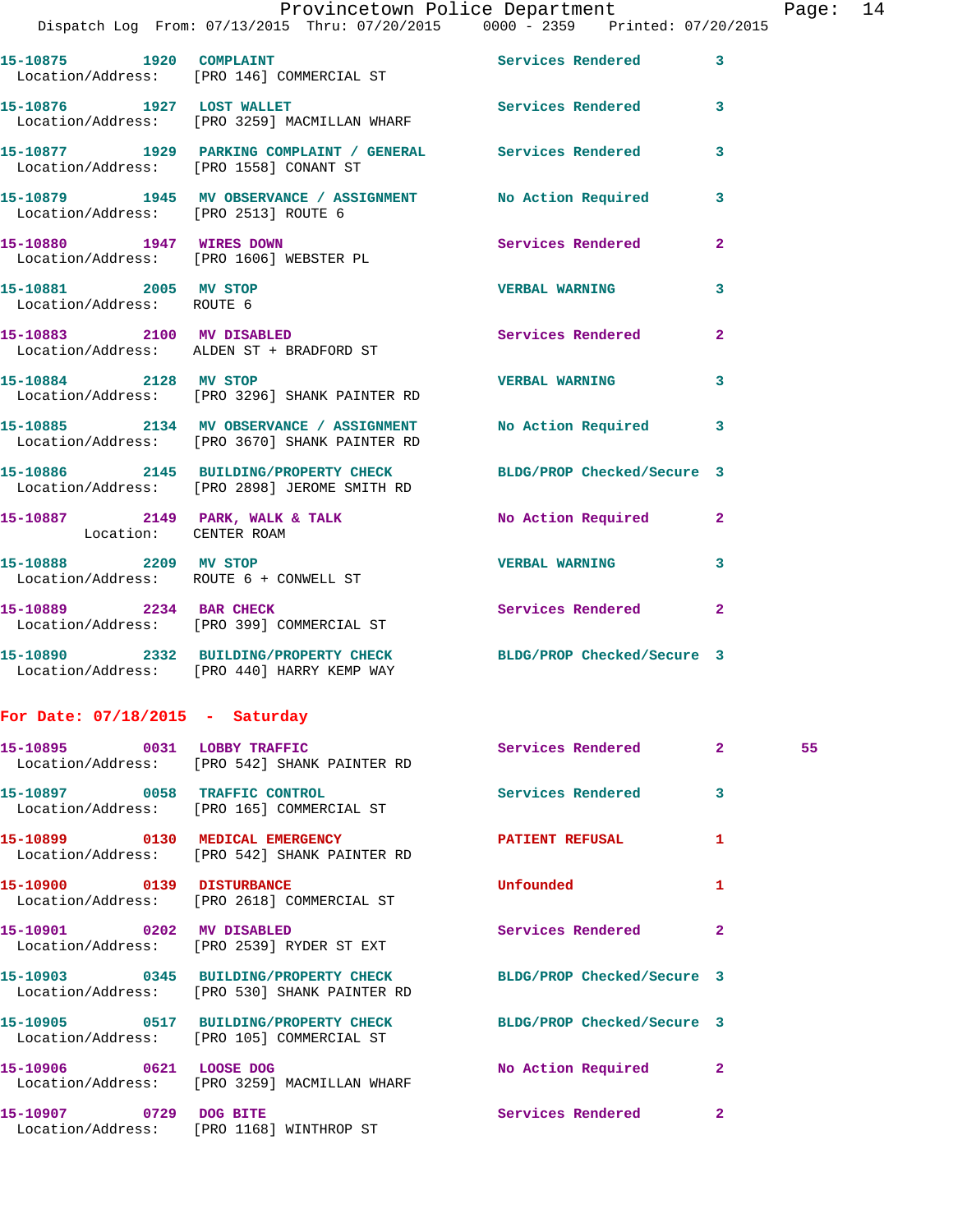15-10875 1920 COMPLAINT Services Rendered 3
Location/Address: [PRO 146] COMMERCIAL ST

15-10876 1927 LOST WALLET Services Rendered 3
Location/Address: [PRO 3259] MACMILLAN WHARF

15-10877 1929 PARKING COMPLAINT / GENERAL Services Rendered 3
Location/Address: [PRO 1558] CONANT ST

15-10879 1945 MV OBSERVANCE / ASSIGNMENT No Action Required 3
Location/Address: [PRO 2513] ROUTE 6

15-10880 1947 WIRES DOWN Services Rendered 2
Location/Address: [PRO 1606] WEBSTER PL

15-10881 2005 MV STOP VERBAL WARNING 3
Location/Address: ROUTE 6

15-10883 2100 MV DISABLED Services Rendered 2
Location/Address: ALDEN ST + BRADFORD ST

15-10884 2128 MV STOP VERBAL WARNING 3
Location/Address: [PRO 3296] SHANK PAINTER RD

15-10885 2134 MV OBSERVANCE / ASSIGNMENT No Action Required 3
Location/Address: [PRO 3670] SHANK PAINTER RD

15-10886 2145 BUILDING/PROPERTY CHECK BLDG/PROP Checked/Secure 3
Location/Address: [PRO 2898] JEROME SMITH RD

15-10887 2149 PARK, WALK & TALK No Action Required 2
Location: CENTER ROAM

15-10888 2209 MV STOP VERBAL WARNING 3
Location/Address: ROUTE 6 + CONWELL ST

15-10889 2234 BAR CHECK Services Rendered 2
Location/Address: [PRO 399] COMMERCIAL ST

15-10890 2332 BUILDING/PROPERTY CHECK BLDG/PROP Checked/Secure 3
Location/Address: [PRO 440] HARRY KEMP WAY

**For Date: 07/18/2015 - Saturday**

15-10895 0031 LOBBY TRAFFIC Services Rendered 2 55
Location/Address: [PRO 542] SHANK PAINTER RD

15-10897 0058 TRAFFIC CONTROL Services Rendered 3
Location/Address: [PRO 165] COMMERCIAL ST

15-10899 0130 MEDICAL EMERGENCY PATIENT REFUSAL 1
Location/Address: [PRO 542] SHANK PAINTER RD

15-10900 0139 DISTURBANCE Unfounded 1
Location/Address: [PRO 2618] COMMERCIAL ST

15-10901 0202 MV DISABLED Services Rendered 2
Location/Address: [PRO 2539] RYDER ST EXT

15-10903 0345 BUILDING/PROPERTY CHECK BLDG/PROP Checked/Secure 3
Location/Address: [PRO 530] SHANK PAINTER RD

15-10905 0517 BUILDING/PROPERTY CHECK BLDG/PROP Checked/Secure 3
Location/Address: [PRO 105] COMMERCIAL ST

15-10906 0621 LOOSE DOG No Action Required 2
Location/Address: [PRO 3259] MACMILLAN WHARF

15-10907 0729 DOG BITE Services Rendered 2
Location/Address: [PRO 1168] WINTHROP ST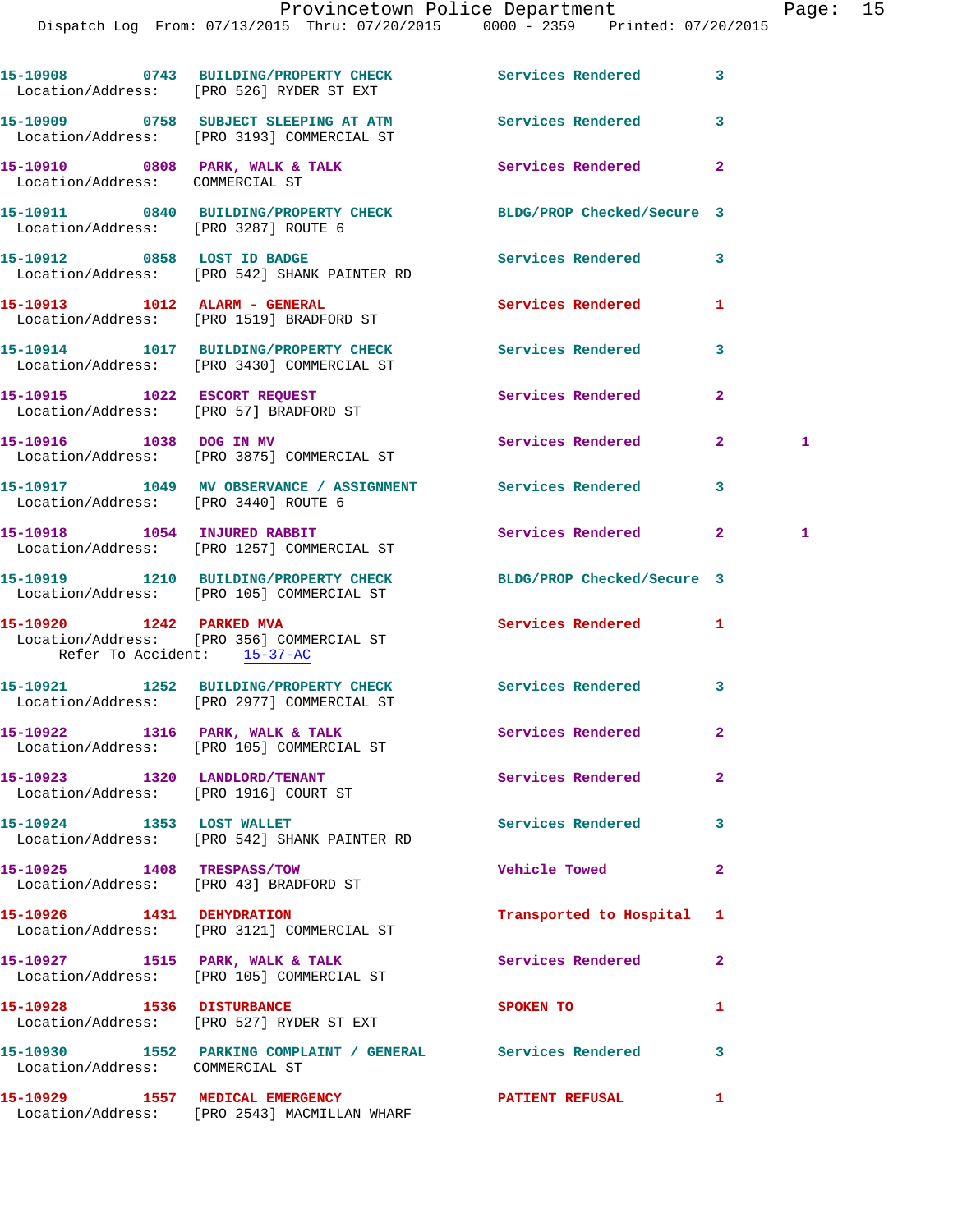15-10908 0743 **BUILDING/PROPERTY CHECK** Services Rendered 3
Location/Address: [PRO 526] RYDER ST EXT

15-10909 0758 **SUBJECT SLEEPING AT ATM** Services Rendered 3
Location/Address: [PRO 3193] COMMERCIAL ST

15-10910 0808 **PARK, WALK & TALK** Services Rendered 2
Location/Address: COMMERCIAL ST

15-10911 0840 **BUILDING/PROPERTY CHECK** BLDG/PROP Checked/Secure 3
Location/Address: [PRO 3287] ROUTE 6

15-10912 0858 **LOST ID BADGE** Services Rendered 3
Location/Address: [PRO 542] SHANK PAINTER RD

15-10913 1012 **ALARM - GENERAL** Services Rendered 1
Location/Address: [PRO 1519] BRADFORD ST

15-10914 1017 **BUILDING/PROPERTY CHECK** Services Rendered 3
Location/Address: [PRO 3430] COMMERCIAL ST

15-10915 1022 **ESCORT REQUEST** Services Rendered 2
Location/Address: [PRO 57] BRADFORD ST

15-10916 1038 **DOG IN MV** Services Rendered 2 1
Location/Address: [PRO 3875] COMMERCIAL ST

15-10917 1049 **MV OBSERVANCE / ASSIGNMENT** Services Rendered 3
Location/Address: [PRO 3440] ROUTE 6

15-10918 1054 **INJURED RABBIT** Services Rendered 2 1
Location/Address: [PRO 1257] COMMERCIAL ST

15-10919 1210 **BUILDING/PROPERTY CHECK** BLDG/PROP Checked/Secure 3
Location/Address: [PRO 105] COMMERCIAL ST

15-10920 1242 **PARKED MVA** Services Rendered 1
Location/Address: [PRO 356] COMMERCIAL ST
Refer To Accident: 15-37-AC

15-10921 1252 **BUILDING/PROPERTY CHECK** Services Rendered 3
Location/Address: [PRO 2977] COMMERCIAL ST

15-10922 1316 **PARK, WALK & TALK** Services Rendered 2
Location/Address: [PRO 105] COMMERCIAL ST

15-10923 1320 **LANDLORD/TENANT** Services Rendered 2
Location/Address: [PRO 1916] COURT ST

15-10924 1353 **LOST WALLET** Services Rendered 3
Location/Address: [PRO 542] SHANK PAINTER RD

15-10925 1408 **TRESPASS/TOW** Vehicle Towed 2
Location/Address: [PRO 43] BRADFORD ST

15-10926 1431 **DEHYDRATION** Transported to Hospital 1
Location/Address: [PRO 3121] COMMERCIAL ST

15-10927 1515 **PARK, WALK & TALK** Services Rendered 2
Location/Address: [PRO 105] COMMERCIAL ST

15-10928 1536 **DISTURBANCE** SPOKEN TO 1
Location/Address: [PRO 527] RYDER ST EXT

15-10930 1552 **PARKING COMPLAINT / GENERAL** Services Rendered 3
Location/Address: COMMERCIAL ST

15-10929 1557 **MEDICAL EMERGENCY** PATIENT REFUSAL 1
Location/Address: [PRO 2543] MACMILLAN WHARF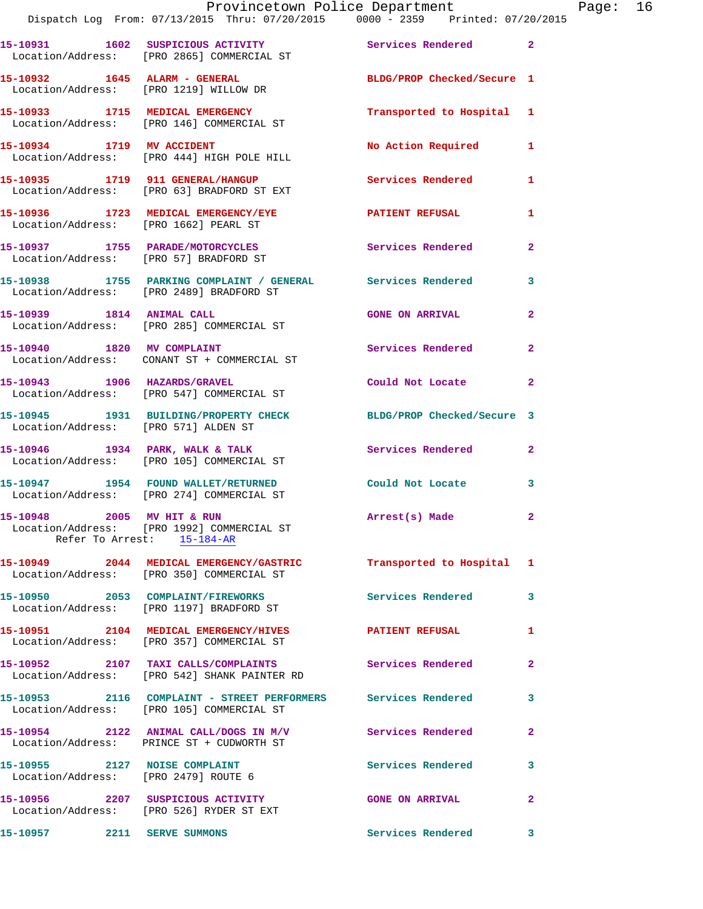15-10931 1602 SUSPICIOUS ACTIVITY Services Rendered 2
Location/Address: [PRO 2865] COMMERCIAL ST

15-10932 1645 ALARM - GENERAL BLDG/PROP Checked/Secure 1
Location/Address: [PRO 1219] WILLOW DR

15-10933 1715 MEDICAL EMERGENCY Transported to Hospital 1
Location/Address: [PRO 146] COMMERCIAL ST

15-10934 1719 MV ACCIDENT No Action Required 1
Location/Address: [PRO 444] HIGH POLE HILL

15-10935 1719 911 GENERAL/HANGUP Services Rendered 1
Location/Address: [PRO 63] BRADFORD ST EXT

15-10936 1723 MEDICAL EMERGENCY/EYE PATIENT REFUSAL 1
Location/Address: [PRO 1662] PEARL ST

15-10937 1755 PARADE/MOTORCYCLES Services Rendered 2
Location/Address: [PRO 57] BRADFORD ST

15-10938 1755 PARKING COMPLAINT / GENERAL Services Rendered 3
Location/Address: [PRO 2489] BRADFORD ST

15-10939 1814 ANIMAL CALL GONE ON ARRIVAL 2
Location/Address: [PRO 285] COMMERCIAL ST

15-10940 1820 MV COMPLAINT Services Rendered 2
Location/Address: CONANT ST + COMMERCIAL ST

15-10943 1906 HAZARDS/GRAVEL Could Not Locate 2
Location/Address: [PRO 547] COMMERCIAL ST

15-10945 1931 BUILDING/PROPERTY CHECK BLDG/PROP Checked/Secure 3
Location/Address: [PRO 571] ALDEN ST

15-10946 1934 PARK, WALK & TALK Services Rendered 2
Location/Address: [PRO 105] COMMERCIAL ST

15-10947 1954 FOUND WALLET/RETURNED Could Not Locate 3
Location/Address: [PRO 274] COMMERCIAL ST

15-10948 2005 MV HIT & RUN Arrest(s) Made 2
Location/Address: [PRO 1992] COMMERCIAL ST
Refer To Arrest: 15-184-AR

15-10949 2044 MEDICAL EMERGENCY/GASTRIC Transported to Hospital 1
Location/Address: [PRO 350] COMMERCIAL ST

15-10950 2053 COMPLAINT/FIREWORKS Services Rendered 3
Location/Address: [PRO 1197] BRADFORD ST

15-10951 2104 MEDICAL EMERGENCY/HIVES PATIENT REFUSAL 1
Location/Address: [PRO 357] COMMERCIAL ST

15-10952 2107 TAXI CALLS/COMPLAINTS Services Rendered 2
Location/Address: [PRO 542] SHANK PAINTER RD

15-10953 2116 COMPLAINT - STREET PERFORMERS Services Rendered 3
Location/Address: [PRO 105] COMMERCIAL ST

15-10954 2122 ANIMAL CALL/DOGS IN M/V Services Rendered 2
Location/Address: PRINCE ST + CUDWORTH ST

15-10955 2127 NOISE COMPLAINT Services Rendered 3
Location/Address: [PRO 2479] ROUTE 6

15-10956 2207 SUSPICIOUS ACTIVITY GONE ON ARRIVAL 2
Location/Address: [PRO 526] RYDER ST EXT

15-10957 2211 SERVE SUMMONS Services Rendered 3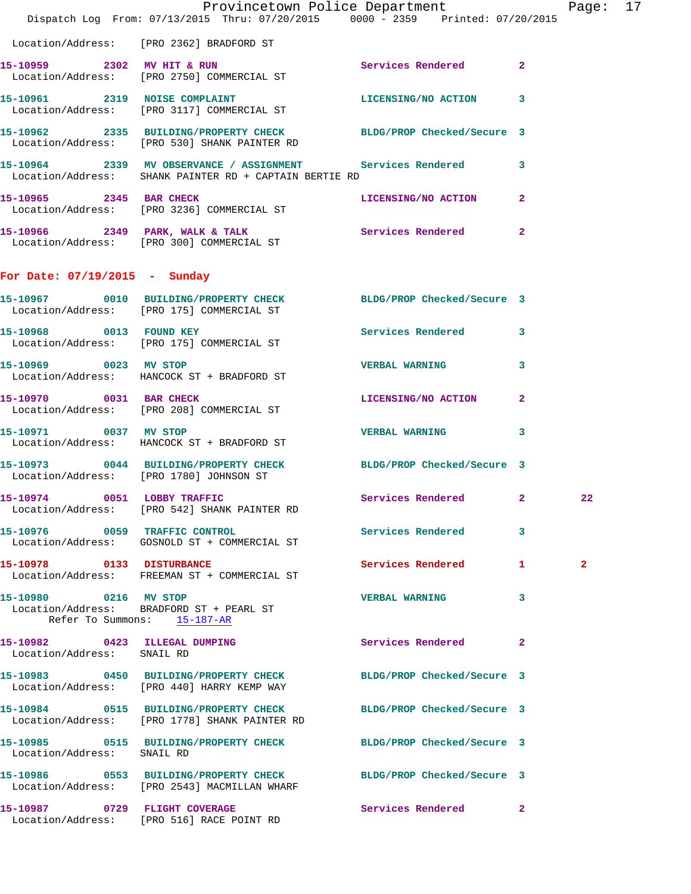Location/Address: [PRO 2362] BRADFORD ST

**15-10959** 2302 **MV HIT & RUN** Services Rendered 2
Location/Address: [PRO 2750] COMMERCIAL ST

**15-10961** 2319 **NOISE COMPLAINT** LICENSING/NO ACTION 3
Location/Address: [PRO 3117] COMMERCIAL ST

**15-10962** 2335 **BUILDING/PROPERTY CHECK** BLDG/PROP Checked/Secure 3
Location/Address: [PRO 530] SHANK PAINTER RD

**15-10964** 2339 **MV OBSERVANCE / ASSIGNMENT** Services Rendered 3
Location/Address: SHANK PAINTER RD + CAPTAIN BERTIE RD

**15-10965** 2345 **BAR CHECK** LICENSING/NO ACTION 2
Location/Address: [PRO 3236] COMMERCIAL ST

**15-10966** 2349 **PARK, WALK & TALK** Services Rendered 2
Location/Address: [PRO 300] COMMERCIAL ST

## For Date: 07/19/2015 - Sunday

**15-10967** 0010 **BUILDING/PROPERTY CHECK** BLDG/PROP Checked/Secure 3
Location/Address: [PRO 175] COMMERCIAL ST

**15-10968** 0013 **FOUND KEY** Services Rendered 3
Location/Address: [PRO 175] COMMERCIAL ST

**15-10969** 0023 **MV STOP** VERBAL WARNING 3
Location/Address: HANCOCK ST + BRADFORD ST

**15-10970** 0031 **BAR CHECK** LICENSING/NO ACTION 2
Location/Address: [PRO 208] COMMERCIAL ST

**15-10971** 0037 **MV STOP** VERBAL WARNING 3
Location/Address: HANCOCK ST + BRADFORD ST

**15-10973** 0044 **BUILDING/PROPERTY CHECK** BLDG/PROP Checked/Secure 3
Location/Address: [PRO 1780] JOHNSON ST

**15-10974** 0051 **LOBBY TRAFFIC** Services Rendered 2 22
Location/Address: [PRO 542] SHANK PAINTER RD

**15-10976** 0059 **TRAFFIC CONTROL** Services Rendered 3
Location/Address: GOSNOLD ST + COMMERCIAL ST

**15-10978** 0133 **DISTURBANCE** Services Rendered 1 2
Location/Address: FREEMAN ST + COMMERCIAL ST

**15-10980** 0216 **MV STOP** VERBAL WARNING 3
Location/Address: BRADFORD ST + PEARL ST
Refer To Summons: 15-187-AR

**15-10982** 0423 **ILLEGAL DUMPING** Services Rendered 2
Location/Address: SNAIL RD

**15-10983** 0450 **BUILDING/PROPERTY CHECK** BLDG/PROP Checked/Secure 3
Location/Address: [PRO 440] HARRY KEMP WAY

**15-10984** 0515 **BUILDING/PROPERTY CHECK** BLDG/PROP Checked/Secure 3
Location/Address: [PRO 1778] SHANK PAINTER RD

**15-10985** 0515 **BUILDING/PROPERTY CHECK** BLDG/PROP Checked/Secure 3
Location/Address: SNAIL RD

**15-10986** 0553 **BUILDING/PROPERTY CHECK** BLDG/PROP Checked/Secure 3
Location/Address: [PRO 2543] MACMILLAN WHARF

**15-10987** 0729 **FLIGHT COVERAGE** Services Rendered 2
Location/Address: [PRO 516] RACE POINT RD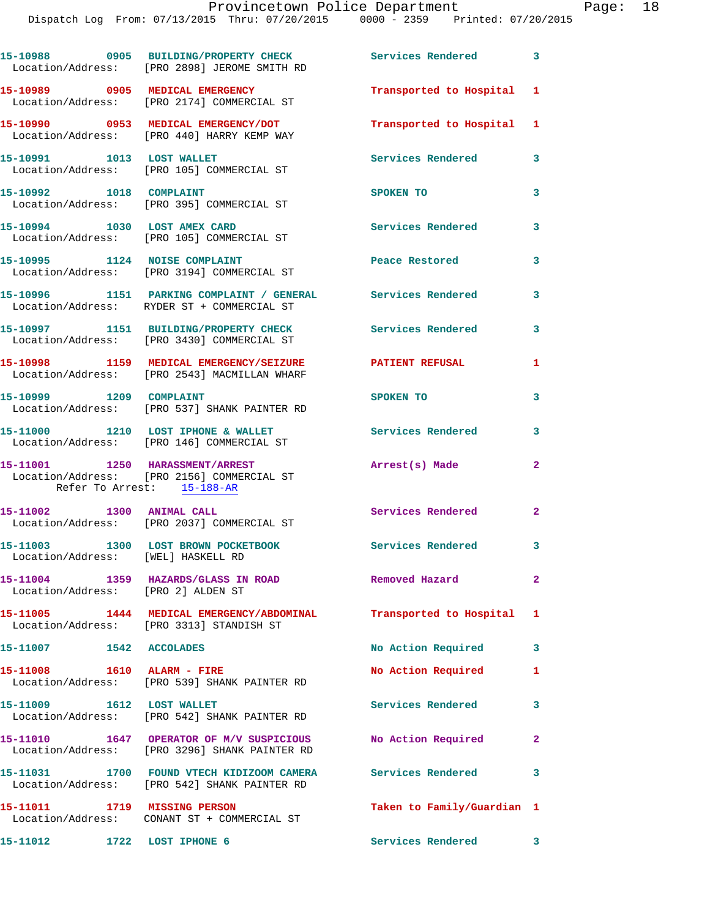15-10988 0905 BUILDING/PROPERTY CHECK Services Rendered 3
Location/Address: [PRO 2898] JEROME SMITH RD

15-10989 0905 MEDICAL EMERGENCY Transported to Hospital 1
Location/Address: [PRO 2174] COMMERCIAL ST

15-10990 0953 MEDICAL EMERGENCY/DOT Transported to Hospital 1
Location/Address: [PRO 440] HARRY KEMP WAY

15-10991 1013 LOST WALLET Services Rendered 3
Location/Address: [PRO 105] COMMERCIAL ST

15-10992 1018 COMPLAINT SPOKEN TO 3
Location/Address: [PRO 395] COMMERCIAL ST

15-10994 1030 LOST AMEX CARD Services Rendered 3
Location/Address: [PRO 105] COMMERCIAL ST

15-10995 1124 NOISE COMPLAINT Peace Restored 3
Location/Address: [PRO 3194] COMMERCIAL ST

15-10996 1151 PARKING COMPLAINT / GENERAL Services Rendered 3
Location/Address: RYDER ST + COMMERCIAL ST

15-10997 1151 BUILDING/PROPERTY CHECK Services Rendered 3
Location/Address: [PRO 3430] COMMERCIAL ST

15-10998 1159 MEDICAL EMERGENCY/SEIZURE PATIENT REFUSAL 1
Location/Address: [PRO 2543] MACMILLAN WHARF

15-10999 1209 COMPLAINT SPOKEN TO 3
Location/Address: [PRO 537] SHANK PAINTER RD

15-11000 1210 LOST IPHONE & WALLET Services Rendered 3
Location/Address: [PRO 146] COMMERCIAL ST

15-11001 1250 HARASSMENT/ARREST Arrest(s) Made 2
Location/Address: [PRO 2156] COMMERCIAL ST
Refer To Arrest: 15-188-AR

15-11002 1300 ANIMAL CALL Services Rendered 2
Location/Address: [PRO 2037] COMMERCIAL ST

15-11003 1300 LOST BROWN POCKETBOOK Services Rendered 3
Location/Address: [WEL] HASKELL RD

15-11004 1359 HAZARDS/GLASS IN ROAD Removed Hazard 2
Location/Address: [PRO 2] ALDEN ST

15-11005 1444 MEDICAL EMERGENCY/ABDOMINAL Transported to Hospital 1
Location/Address: [PRO 3313] STANDISH ST

15-11007 1542 ACCOLADES No Action Required 3

15-11008 1610 ALARM - FIRE No Action Required 1
Location/Address: [PRO 539] SHANK PAINTER RD

15-11009 1612 LOST WALLET Services Rendered 3
Location/Address: [PRO 542] SHANK PAINTER RD

15-11010 1647 OPERATOR OF M/V SUSPICIOUS No Action Required 2
Location/Address: [PRO 3296] SHANK PAINTER RD

15-11031 1700 FOUND VTECH KIDIZOOM CAMERA Services Rendered 3
Location/Address: [PRO 542] SHANK PAINTER RD

15-11011 1719 MISSING PERSON Taken to Family/Guardian 1
Location/Address: CONANT ST + COMMERCIAL ST

15-11012 1722 LOST IPHONE 6 Services Rendered 3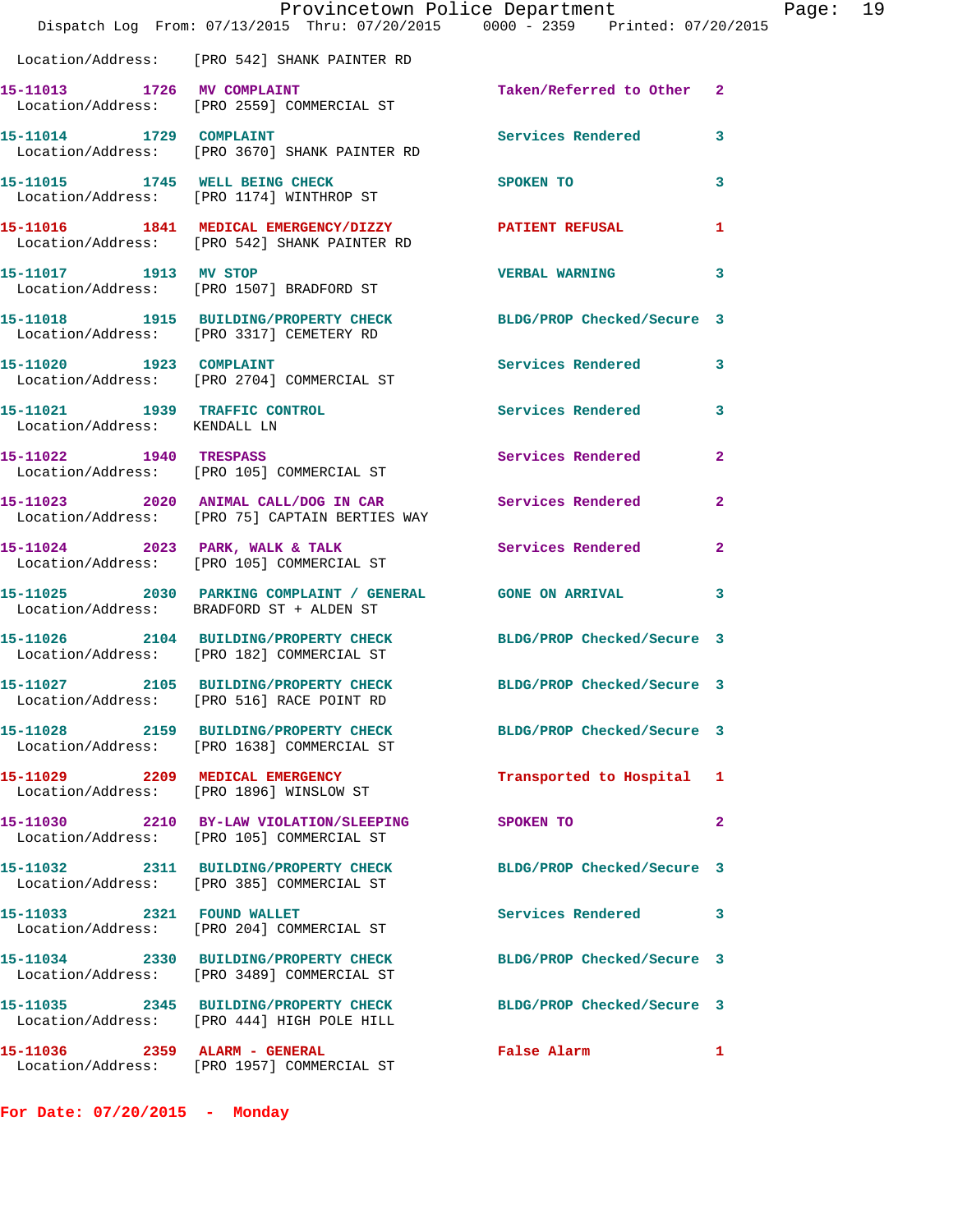Location/Address: [PRO 542] SHANK PAINTER RD

15-11013 1726 MV COMPLAINT Taken/Referred to Other 2
Location/Address: [PRO 2559] COMMERCIAL ST

15-11014 1729 COMPLAINT Services Rendered 3
Location/Address: [PRO 3670] SHANK PAINTER RD

15-11015 1745 WELL BEING CHECK SPOKEN TO 3
Location/Address: [PRO 1174] WINTHROP ST

15-11016 1841 MEDICAL EMERGENCY/DIZZY PATIENT REFUSAL 1
Location/Address: [PRO 542] SHANK PAINTER RD

15-11017 1913 MV STOP VERBAL WARNING 3
Location/Address: [PRO 1507] BRADFORD ST

15-11018 1915 BUILDING/PROPERTY CHECK BLDG/PROP Checked/Secure 3
Location/Address: [PRO 3317] CEMETERY RD

15-11020 1923 COMPLAINT Services Rendered 3
Location/Address: [PRO 2704] COMMERCIAL ST

15-11021 1939 TRAFFIC CONTROL Services Rendered 3
Location/Address: KENDALL LN

15-11022 1940 TRESPASS Services Rendered 2
Location/Address: [PRO 105] COMMERCIAL ST

15-11023 2020 ANIMAL CALL/DOG IN CAR Services Rendered 2
Location/Address: [PRO 75] CAPTAIN BERTIES WAY

15-11024 2023 PARK, WALK & TALK Services Rendered 2
Location/Address: [PRO 105] COMMERCIAL ST

15-11025 2030 PARKING COMPLAINT / GENERAL GONE ON ARRIVAL 3
Location/Address: BRADFORD ST + ALDEN ST

15-11026 2104 BUILDING/PROPERTY CHECK BLDG/PROP Checked/Secure 3
Location/Address: [PRO 182] COMMERCIAL ST

15-11027 2105 BUILDING/PROPERTY CHECK BLDG/PROP Checked/Secure 3
Location/Address: [PRO 516] RACE POINT RD

15-11028 2159 BUILDING/PROPERTY CHECK BLDG/PROP Checked/Secure 3
Location/Address: [PRO 1638] COMMERCIAL ST

15-11029 2209 MEDICAL EMERGENCY Transported to Hospital 1
Location/Address: [PRO 1896] WINSLOW ST

15-11030 2210 BY-LAW VIOLATION/SLEEPING SPOKEN TO 2
Location/Address: [PRO 105] COMMERCIAL ST

15-11032 2311 BUILDING/PROPERTY CHECK BLDG/PROP Checked/Secure 3
Location/Address: [PRO 385] COMMERCIAL ST

15-11033 2321 FOUND WALLET Services Rendered 3
Location/Address: [PRO 204] COMMERCIAL ST

15-11034 2330 BUILDING/PROPERTY CHECK BLDG/PROP Checked/Secure 3
Location/Address: [PRO 3489] COMMERCIAL ST

15-11035 2345 BUILDING/PROPERTY CHECK BLDG/PROP Checked/Secure 3
Location/Address: [PRO 444] HIGH POLE HILL

15-11036 2359 ALARM - GENERAL False Alarm 1
Location/Address: [PRO 1957] COMMERCIAL ST

**For Date: 07/20/2015 - Monday**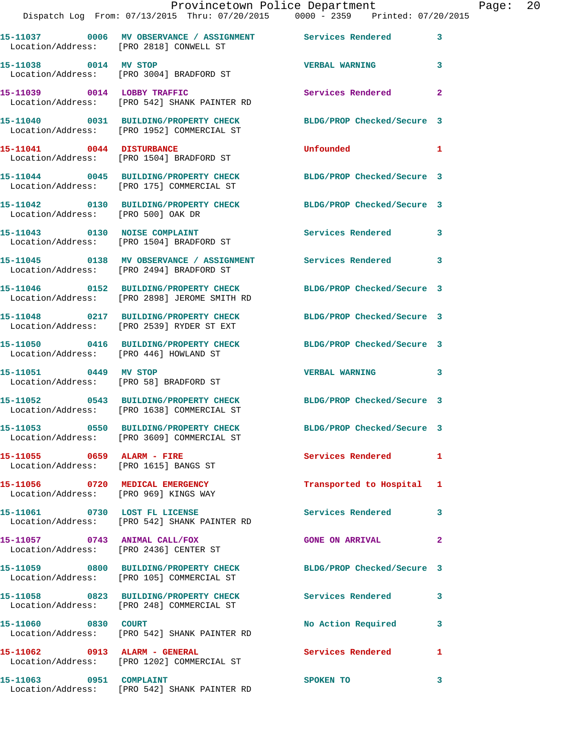15-11037 0006 MV OBSERVANCE / ASSIGNMENT Services Rendered 3
Location/Address: [PRO 2818] CONWELL ST

15-11038 0014 MV STOP VERBAL WARNING 3
Location/Address: [PRO 3004] BRADFORD ST

15-11039 0014 LOBBY TRAFFIC Services Rendered 2
Location/Address: [PRO 542] SHANK PAINTER RD

15-11040 0031 BUILDING/PROPERTY CHECK BLDG/PROP Checked/Secure 3
Location/Address: [PRO 1952] COMMERCIAL ST

15-11041 0044 DISTURBANCE Unfounded 1
Location/Address: [PRO 1504] BRADFORD ST

15-11044 0045 BUILDING/PROPERTY CHECK BLDG/PROP Checked/Secure 3
Location/Address: [PRO 175] COMMERCIAL ST

15-11042 0130 BUILDING/PROPERTY CHECK BLDG/PROP Checked/Secure 3
Location/Address: [PRO 500] OAK DR

15-11043 0130 NOISE COMPLAINT Services Rendered 3
Location/Address: [PRO 1504] BRADFORD ST

15-11045 0138 MV OBSERVANCE / ASSIGNMENT Services Rendered 3
Location/Address: [PRO 2494] BRADFORD ST

15-11046 0152 BUILDING/PROPERTY CHECK BLDG/PROP Checked/Secure 3
Location/Address: [PRO 2898] JEROME SMITH RD

15-11048 0217 BUILDING/PROPERTY CHECK BLDG/PROP Checked/Secure 3
Location/Address: [PRO 2539] RYDER ST EXT

15-11050 0416 BUILDING/PROPERTY CHECK BLDG/PROP Checked/Secure 3
Location/Address: [PRO 446] HOWLAND ST

15-11051 0449 MV STOP VERBAL WARNING 3
Location/Address: [PRO 58] BRADFORD ST

15-11052 0543 BUILDING/PROPERTY CHECK BLDG/PROP Checked/Secure 3
Location/Address: [PRO 1638] COMMERCIAL ST

15-11053 0550 BUILDING/PROPERTY CHECK BLDG/PROP Checked/Secure 3
Location/Address: [PRO 3609] COMMERCIAL ST

15-11055 0659 ALARM - FIRE Services Rendered 1
Location/Address: [PRO 1615] BANGS ST

15-11056 0720 MEDICAL EMERGENCY Transported to Hospital 1
Location/Address: [PRO 969] KINGS WAY

15-11061 0730 LOST FL LICENSE Services Rendered 3
Location/Address: [PRO 542] SHANK PAINTER RD

15-11057 0743 ANIMAL CALL/FOX GONE ON ARRIVAL 2
Location/Address: [PRO 2436] CENTER ST

15-11059 0800 BUILDING/PROPERTY CHECK BLDG/PROP Checked/Secure 3
Location/Address: [PRO 105] COMMERCIAL ST

15-11058 0823 BUILDING/PROPERTY CHECK Services Rendered 3
Location/Address: [PRO 248] COMMERCIAL ST

15-11060 0830 COURT No Action Required 3
Location/Address: [PRO 542] SHANK PAINTER RD

15-11062 0913 ALARM - GENERAL Services Rendered 1
Location/Address: [PRO 1202] COMMERCIAL ST

15-11063 0951 COMPLAINT SPOKEN TO 3
Location/Address: [PRO 542] SHANK PAINTER RD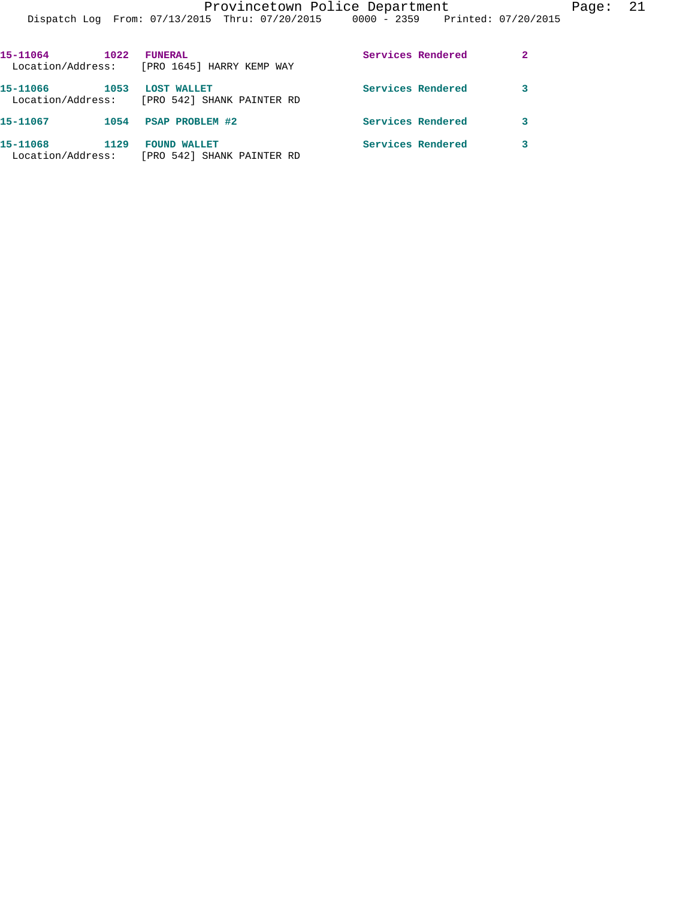**15-11064** 1022 **FUNERAL** Services Rendered 2
Location/Address: [PRO 1645] HARRY KEMP WAY

**15-11066** 1053 **LOST WALLET** Services Rendered 3
Location/Address: [PRO 542] SHANK PAINTER RD

**15-11067** 1054 **PSAP PROBLEM #2** Services Rendered 3

**15-11068** 1129 **FOUND WALLET** Services Rendered 3
Location/Address: [PRO 542] SHANK PAINTER RD